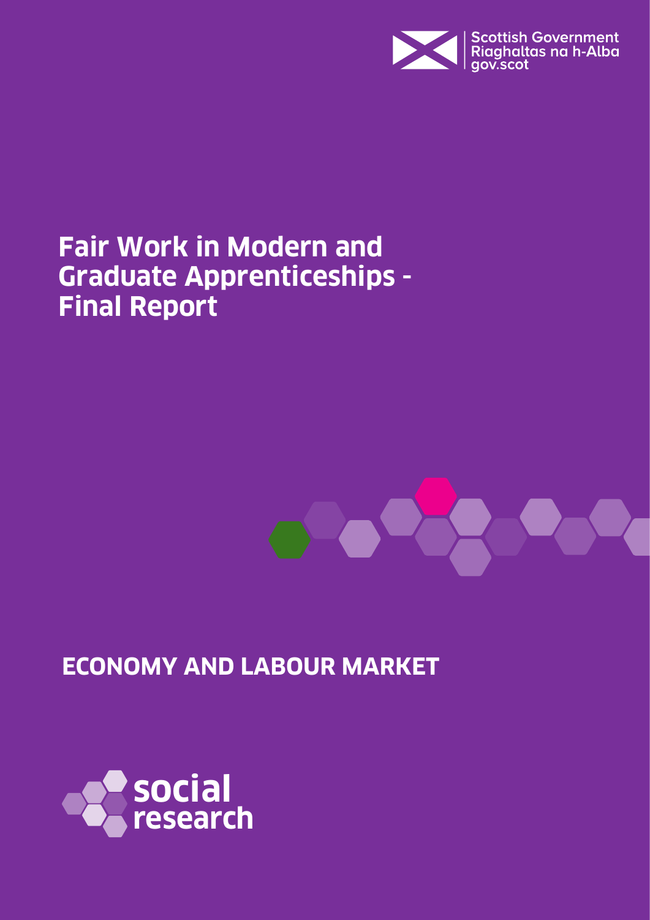Scottish Government
Riaghaltas na h-Alba
gov.scot

# Fair Work in Modern and Graduate Apprenticeships - Final Report

## ECONOMY AND LABOUR MARKET

social research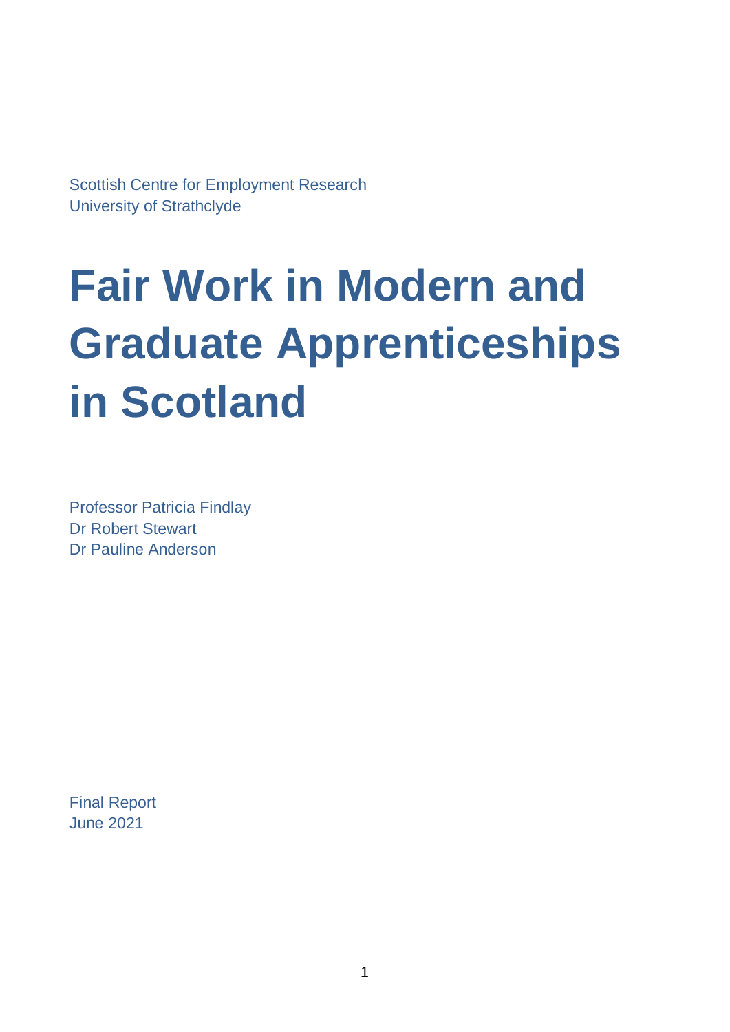Scottish Centre for Employment Research
University of Strathclyde

# Fair Work in Modern and Graduate Apprenticeships in Scotland

Professor Patricia Findlay
Dr Robert Stewart
Dr Pauline Anderson

Final Report
June 2021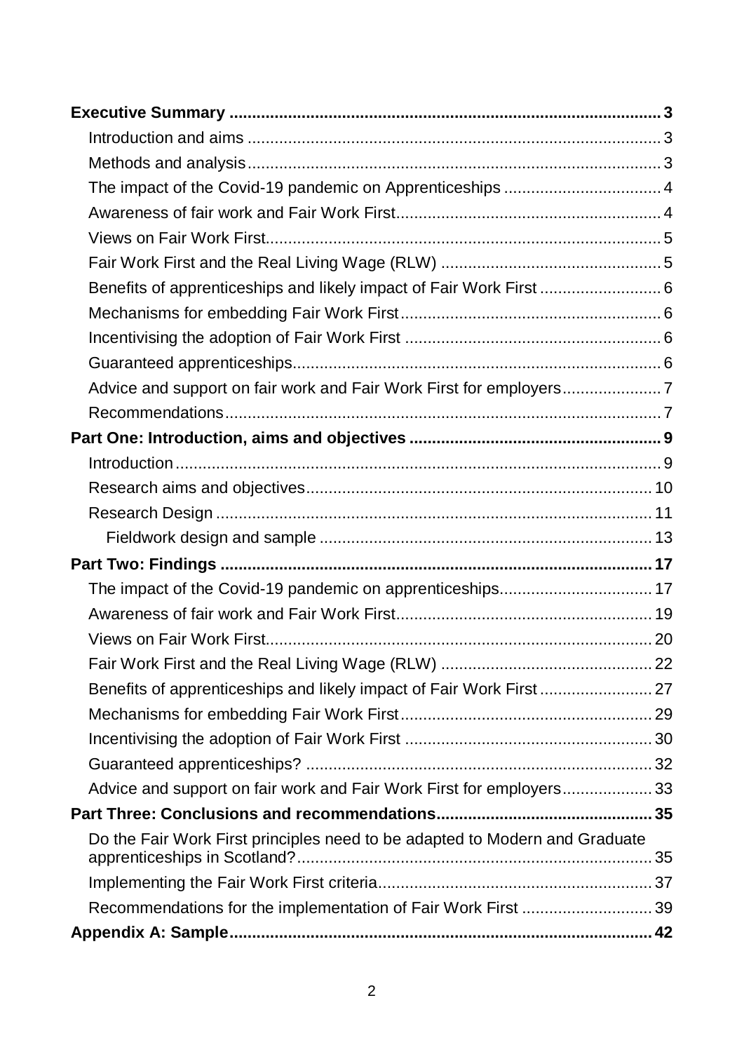- **Executive Summary** 3
  - Introduction and aims 3
  - Methods and analysis 3
  - The impact of the Covid-19 pandemic on Apprenticeships 4
  - Awareness of fair work and Fair Work First 4
  - Views on Fair Work First 5
  - Fair Work First and the Real Living Wage (RLW) 5
  - Benefits of apprenticeships and likely impact of Fair Work First 6
  - Mechanisms for embedding Fair Work First 6
  - Incentivising the adoption of Fair Work First 6
  - Guaranteed apprenticeships 6
  - Advice and support on fair work and Fair Work First for employers 7
  - Recommendations 7
- **Part One: Introduction, aims and objectives** 9
  - Introduction 9
  - Research aims and objectives 10
  - Research Design 11
    - Fieldwork design and sample 13
- **Part Two: Findings** 17
  - The impact of the Covid-19 pandemic on apprenticeships 17
  - Awareness of fair work and Fair Work First 19
  - Views on Fair Work First 20
  - Fair Work First and the Real Living Wage (RLW) 22
  - Benefits of apprenticeships and likely impact of Fair Work First 27
  - Mechanisms for embedding Fair Work First 29
  - Incentivising the adoption of Fair Work First 30
  - Guaranteed apprenticeships? 32
  - Advice and support on fair work and Fair Work First for employers 33
- **Part Three: Conclusions and recommendations** 35
  - Do the Fair Work First principles need to be adapted to Modern and Graduate apprenticeships in Scotland? 35
  - Implementing the Fair Work First criteria 37
  - Recommendations for the implementation of Fair Work First 39
- **Appendix A: Sample** 42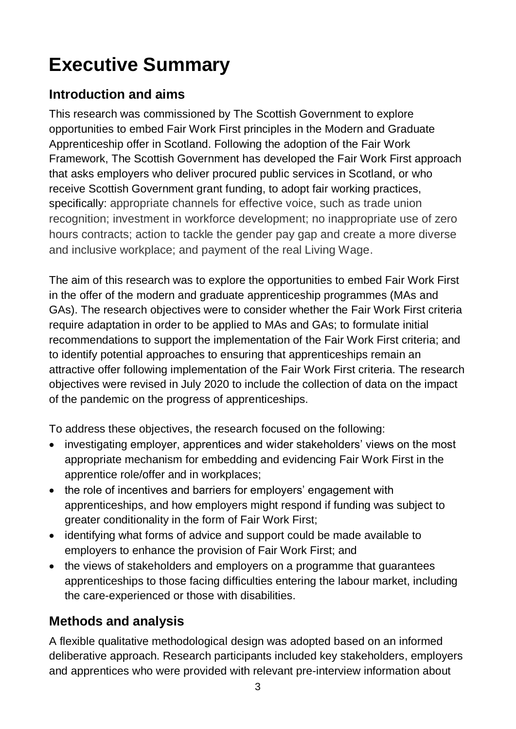# Executive Summary

## Introduction and aims

This research was commissioned by The Scottish Government to explore opportunities to embed Fair Work First principles in the Modern and Graduate Apprenticeship offer in Scotland. Following the adoption of the Fair Work Framework, The Scottish Government has developed the Fair Work First approach that asks employers who deliver procured public services in Scotland, or who receive Scottish Government grant funding, to adopt fair working practices, specifically: appropriate channels for effective voice, such as trade union recognition; investment in workforce development; no inappropriate use of zero hours contracts; action to tackle the gender pay gap and create a more diverse and inclusive workplace; and payment of the real Living Wage.

The aim of this research was to explore the opportunities to embed Fair Work First in the offer of the modern and graduate apprenticeship programmes (MAs and GAs). The research objectives were to consider whether the Fair Work First criteria require adaptation in order to be applied to MAs and GAs; to formulate initial recommendations to support the implementation of the Fair Work First criteria; and to identify potential approaches to ensuring that apprenticeships remain an attractive offer following implementation of the Fair Work First criteria. The research objectives were revised in July 2020 to include the collection of data on the impact of the pandemic on the progress of apprenticeships.

To address these objectives, the research focused on the following:

- investigating employer, apprentices and wider stakeholders' views on the most appropriate mechanism for embedding and evidencing Fair Work First in the apprentice role/offer and in workplaces;
- the role of incentives and barriers for employers' engagement with apprenticeships, and how employers might respond if funding was subject to greater conditionality in the form of Fair Work First;
- identifying what forms of advice and support could be made available to employers to enhance the provision of Fair Work First; and
- the views of stakeholders and employers on a programme that guarantees apprenticeships to those facing difficulties entering the labour market, including the care-experienced or those with disabilities.

## Methods and analysis

A flexible qualitative methodological design was adopted based on an informed deliberative approach. Research participants included key stakeholders, employers and apprentices who were provided with relevant pre-interview information about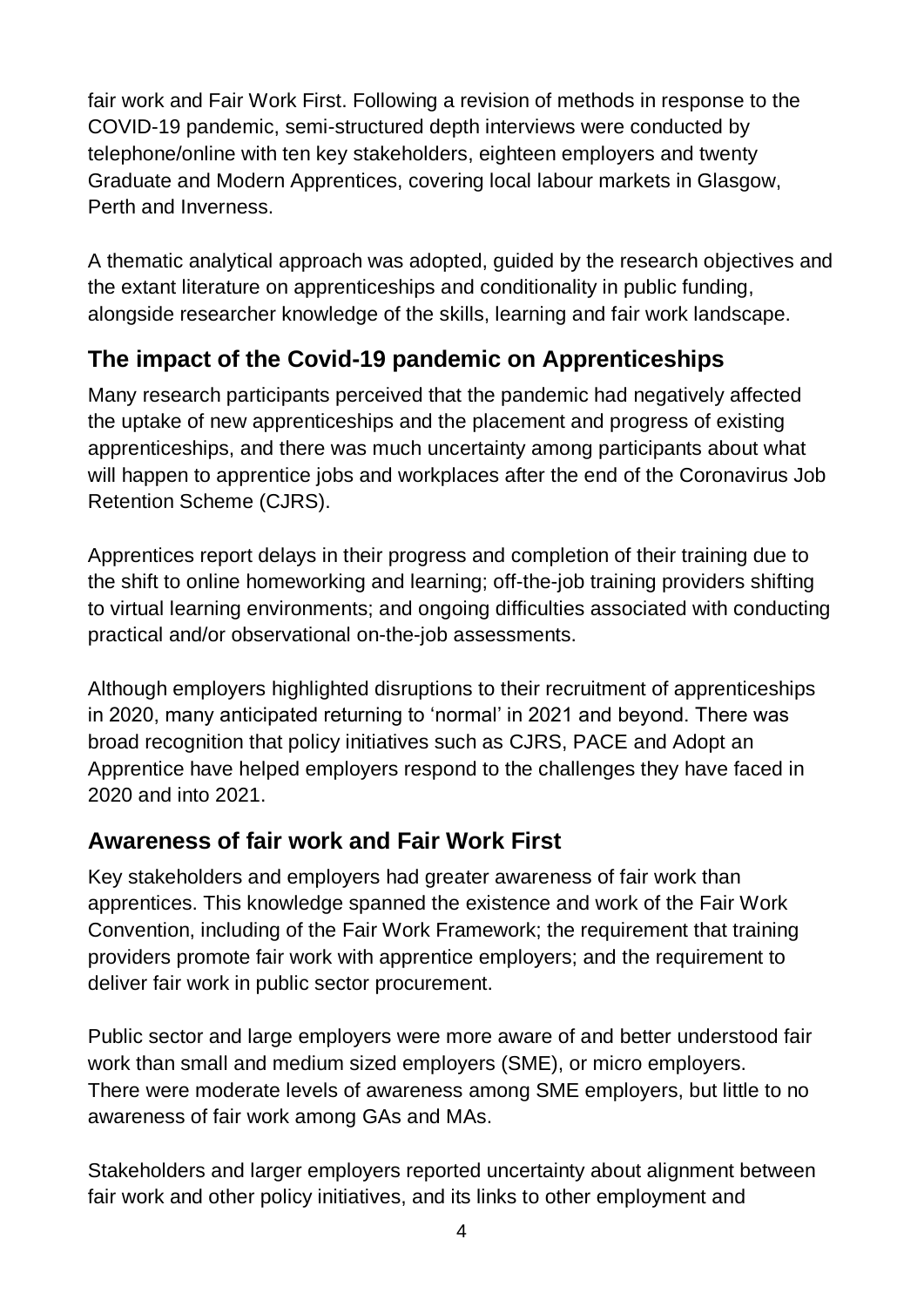fair work and Fair Work First. Following a revision of methods in response to the COVID-19 pandemic, semi-structured depth interviews were conducted by telephone/online with ten key stakeholders, eighteen employers and twenty Graduate and Modern Apprentices, covering local labour markets in Glasgow, Perth and Inverness.

A thematic analytical approach was adopted, guided by the research objectives and the extant literature on apprenticeships and conditionality in public funding, alongside researcher knowledge of the skills, learning and fair work landscape.

## The impact of the Covid-19 pandemic on Apprenticeships

Many research participants perceived that the pandemic had negatively affected the uptake of new apprenticeships and the placement and progress of existing apprenticeships, and there was much uncertainty among participants about what will happen to apprentice jobs and workplaces after the end of the Coronavirus Job Retention Scheme (CJRS).

Apprentices report delays in their progress and completion of their training due to the shift to online homeworking and learning; off-the-job training providers shifting to virtual learning environments; and ongoing difficulties associated with conducting practical and/or observational on-the-job assessments.

Although employers highlighted disruptions to their recruitment of apprenticeships in 2020, many anticipated returning to 'normal' in 2021 and beyond. There was broad recognition that policy initiatives such as CJRS, PACE and Adopt an Apprentice have helped employers respond to the challenges they have faced in 2020 and into 2021.

## Awareness of fair work and Fair Work First

Key stakeholders and employers had greater awareness of fair work than apprentices. This knowledge spanned the existence and work of the Fair Work Convention, including of the Fair Work Framework; the requirement that training providers promote fair work with apprentice employers; and the requirement to deliver fair work in public sector procurement.

Public sector and large employers were more aware of and better understood fair work than small and medium sized employers (SME), or micro employers. There were moderate levels of awareness among SME employers, but little to no awareness of fair work among GAs and MAs.

Stakeholders and larger employers reported uncertainty about alignment between fair work and other policy initiatives, and its links to other employment and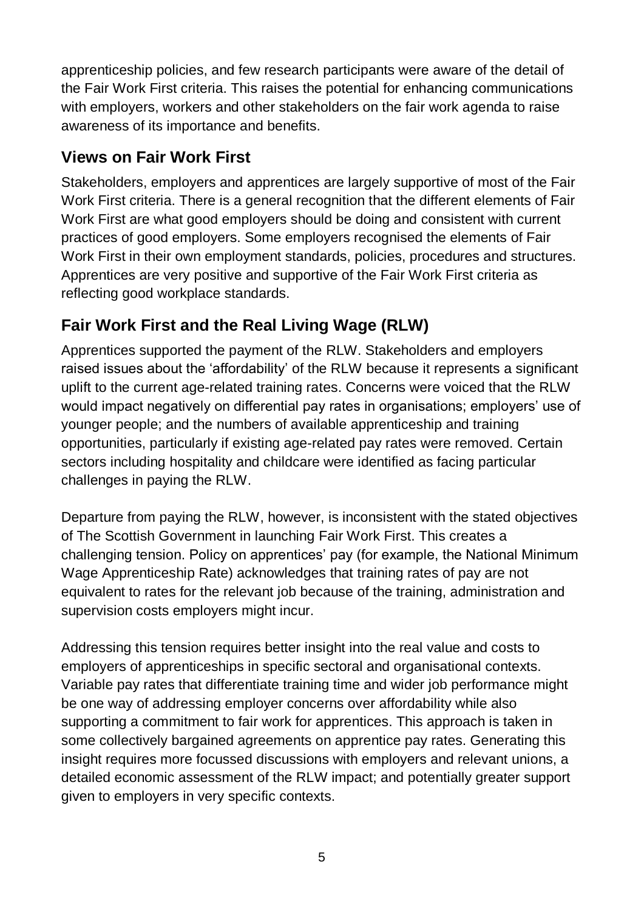apprenticeship policies, and few research participants were aware of the detail of the Fair Work First criteria. This raises the potential for enhancing communications with employers, workers and other stakeholders on the fair work agenda to raise awareness of its importance and benefits.

## Views on Fair Work First

Stakeholders, employers and apprentices are largely supportive of most of the Fair Work First criteria. There is a general recognition that the different elements of Fair Work First are what good employers should be doing and consistent with current practices of good employers. Some employers recognised the elements of Fair Work First in their own employment standards, policies, procedures and structures. Apprentices are very positive and supportive of the Fair Work First criteria as reflecting good workplace standards.

## Fair Work First and the Real Living Wage (RLW)

Apprentices supported the payment of the RLW. Stakeholders and employers raised issues about the 'affordability' of the RLW because it represents a significant uplift to the current age-related training rates. Concerns were voiced that the RLW would impact negatively on differential pay rates in organisations; employers' use of younger people; and the numbers of available apprenticeship and training opportunities, particularly if existing age-related pay rates were removed. Certain sectors including hospitality and childcare were identified as facing particular challenges in paying the RLW.

Departure from paying the RLW, however, is inconsistent with the stated objectives of The Scottish Government in launching Fair Work First. This creates a challenging tension. Policy on apprentices' pay (for example, the National Minimum Wage Apprenticeship Rate) acknowledges that training rates of pay are not equivalent to rates for the relevant job because of the training, administration and supervision costs employers might incur.

Addressing this tension requires better insight into the real value and costs to employers of apprenticeships in specific sectoral and organisational contexts. Variable pay rates that differentiate training time and wider job performance might be one way of addressing employer concerns over affordability while also supporting a commitment to fair work for apprentices. This approach is taken in some collectively bargained agreements on apprentice pay rates. Generating this insight requires more focussed discussions with employers and relevant unions, a detailed economic assessment of the RLW impact; and potentially greater support given to employers in very specific contexts.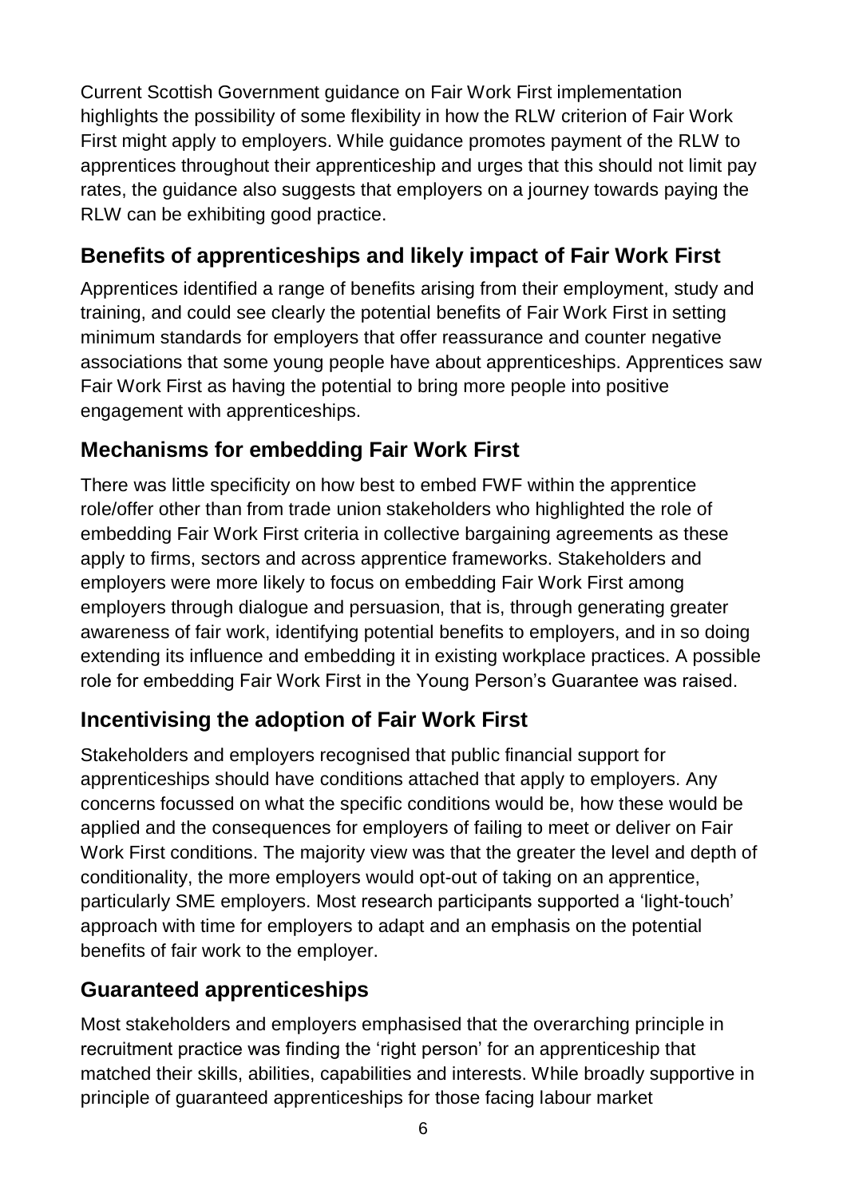Current Scottish Government guidance on Fair Work First implementation highlights the possibility of some flexibility in how the RLW criterion of Fair Work First might apply to employers. While guidance promotes payment of the RLW to apprentices throughout their apprenticeship and urges that this should not limit pay rates, the guidance also suggests that employers on a journey towards paying the RLW can be exhibiting good practice.

## Benefits of apprenticeships and likely impact of Fair Work First

Apprentices identified a range of benefits arising from their employment, study and training, and could see clearly the potential benefits of Fair Work First in setting minimum standards for employers that offer reassurance and counter negative associations that some young people have about apprenticeships. Apprentices saw Fair Work First as having the potential to bring more people into positive engagement with apprenticeships.

## Mechanisms for embedding Fair Work First

There was little specificity on how best to embed FWF within the apprentice role/offer other than from trade union stakeholders who highlighted the role of embedding Fair Work First criteria in collective bargaining agreements as these apply to firms, sectors and across apprentice frameworks. Stakeholders and employers were more likely to focus on embedding Fair Work First among employers through dialogue and persuasion, that is, through generating greater awareness of fair work, identifying potential benefits to employers, and in so doing extending its influence and embedding it in existing workplace practices. A possible role for embedding Fair Work First in the Young Person's Guarantee was raised.

## Incentivising the adoption of Fair Work First

Stakeholders and employers recognised that public financial support for apprenticeships should have conditions attached that apply to employers. Any concerns focussed on what the specific conditions would be, how these would be applied and the consequences for employers of failing to meet or deliver on Fair Work First conditions. The majority view was that the greater the level and depth of conditionality, the more employers would opt-out of taking on an apprentice, particularly SME employers. Most research participants supported a 'light-touch' approach with time for employers to adapt and an emphasis on the potential benefits of fair work to the employer.

## Guaranteed apprenticeships

Most stakeholders and employers emphasised that the overarching principle in recruitment practice was finding the 'right person' for an apprenticeship that matched their skills, abilities, capabilities and interests. While broadly supportive in principle of guaranteed apprenticeships for those facing labour market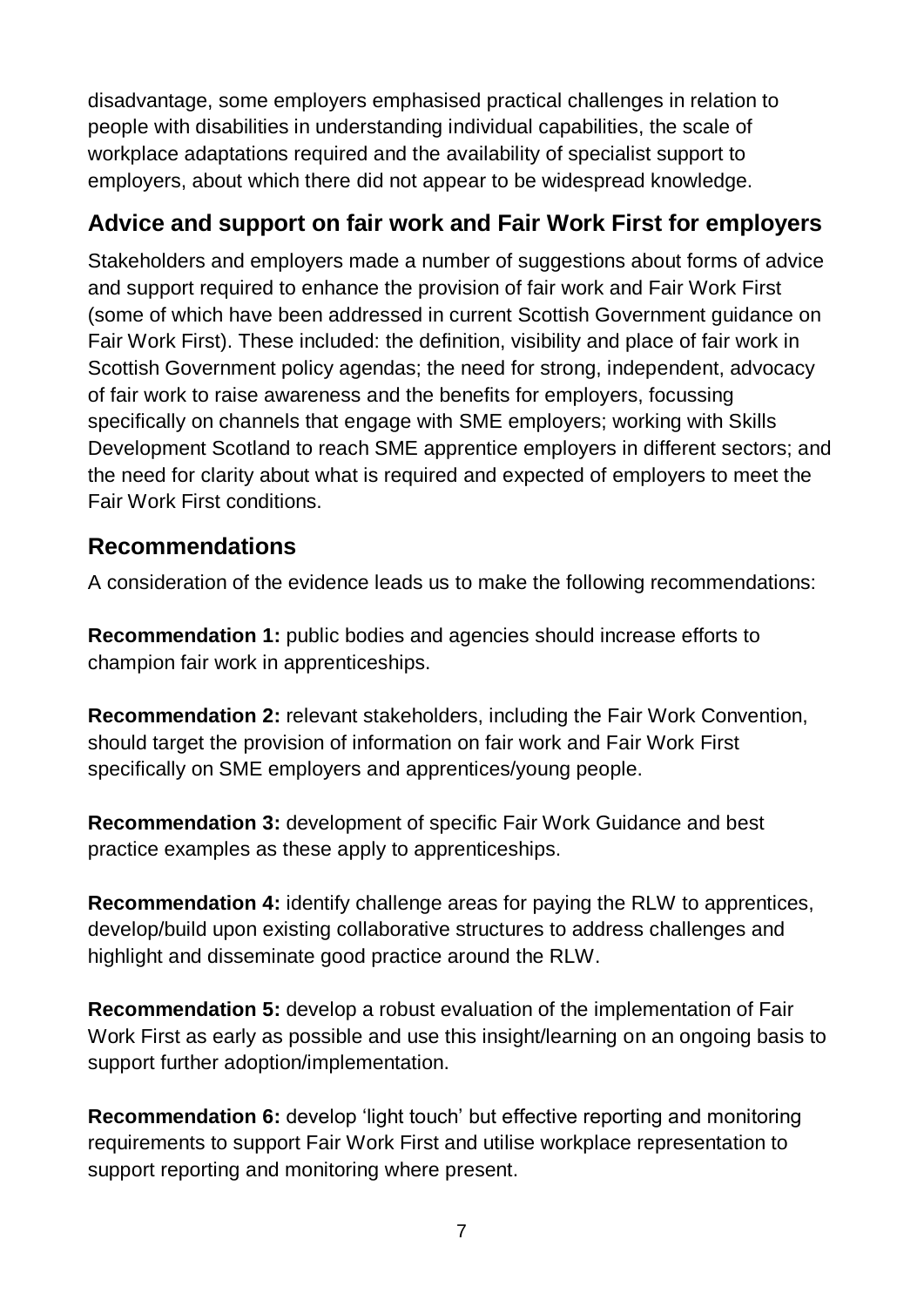disadvantage, some employers emphasised practical challenges in relation to people with disabilities in understanding individual capabilities, the scale of workplace adaptations required and the availability of specialist support to employers, about which there did not appear to be widespread knowledge.

## Advice and support on fair work and Fair Work First for employers

Stakeholders and employers made a number of suggestions about forms of advice and support required to enhance the provision of fair work and Fair Work First (some of which have been addressed in current Scottish Government guidance on Fair Work First). These included: the definition, visibility and place of fair work in Scottish Government policy agendas; the need for strong, independent, advocacy of fair work to raise awareness and the benefits for employers, focussing specifically on channels that engage with SME employers; working with Skills Development Scotland to reach SME apprentice employers in different sectors; and the need for clarity about what is required and expected of employers to meet the Fair Work First conditions.

## Recommendations

A consideration of the evidence leads us to make the following recommendations:

**Recommendation 1:** public bodies and agencies should increase efforts to champion fair work in apprenticeships.

**Recommendation 2:** relevant stakeholders, including the Fair Work Convention, should target the provision of information on fair work and Fair Work First specifically on SME employers and apprentices/young people.

**Recommendation 3:** development of specific Fair Work Guidance and best practice examples as these apply to apprenticeships.

**Recommendation 4:** identify challenge areas for paying the RLW to apprentices, develop/build upon existing collaborative structures to address challenges and highlight and disseminate good practice around the RLW.

**Recommendation 5:** develop a robust evaluation of the implementation of Fair Work First as early as possible and use this insight/learning on an ongoing basis to support further adoption/implementation.

**Recommendation 6:** develop 'light touch' but effective reporting and monitoring requirements to support Fair Work First and utilise workplace representation to support reporting and monitoring where present.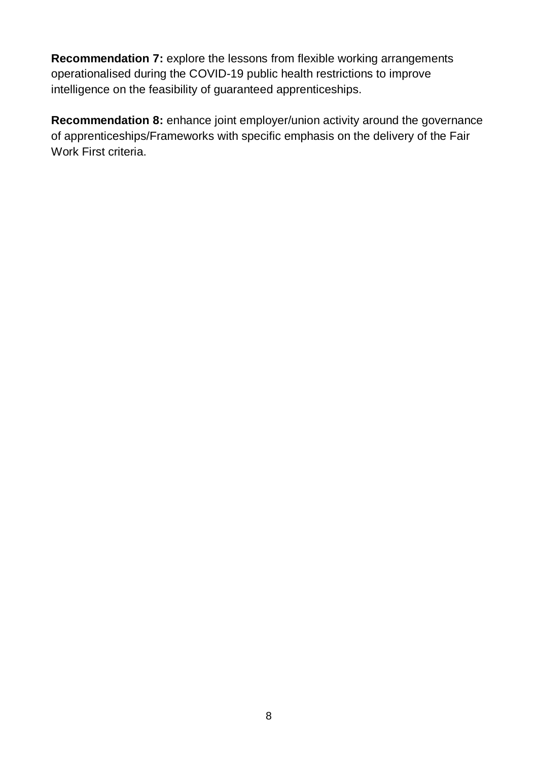**Recommendation 7:** explore the lessons from flexible working arrangements operationalised during the COVID-19 public health restrictions to improve intelligence on the feasibility of guaranteed apprenticeships.

**Recommendation 8:** enhance joint employer/union activity around the governance of apprenticeships/Frameworks with specific emphasis on the delivery of the Fair Work First criteria.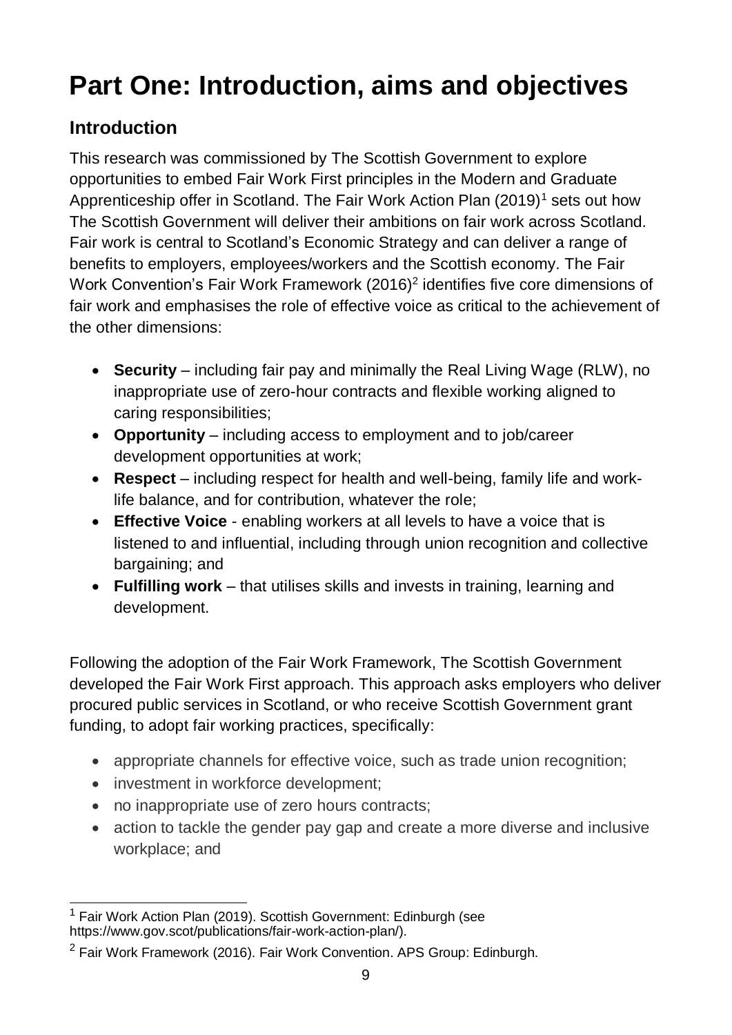# Part One: Introduction, aims and objectives

## Introduction

This research was commissioned by The Scottish Government to explore opportunities to embed Fair Work First principles in the Modern and Graduate Apprenticeship offer in Scotland. The Fair Work Action Plan (2019)[1] sets out how The Scottish Government will deliver their ambitions on fair work across Scotland. Fair work is central to Scotland's Economic Strategy and can deliver a range of benefits to employers, employees/workers and the Scottish economy. The Fair Work Convention's Fair Work Framework (2016)[2] identifies five core dimensions of fair work and emphasises the role of effective voice as critical to the achievement of the other dimensions:

- **Security** – including fair pay and minimally the Real Living Wage (RLW), no inappropriate use of zero-hour contracts and flexible working aligned to caring responsibilities;
- **Opportunity** – including access to employment and to job/career development opportunities at work;
- **Respect** – including respect for health and well-being, family life and work-life balance, and for contribution, whatever the role;
- **Effective Voice** - enabling workers at all levels to have a voice that is listened to and influential, including through union recognition and collective bargaining; and
- **Fulfilling work** – that utilises skills and invests in training, learning and development.

Following the adoption of the Fair Work Framework, The Scottish Government developed the Fair Work First approach. This approach asks employers who deliver procured public services in Scotland, or who receive Scottish Government grant funding, to adopt fair working practices, specifically:

- appropriate channels for effective voice, such as trade union recognition;
- investment in workforce development;
- no inappropriate use of zero hours contracts;
- action to tackle the gender pay gap and create a more diverse and inclusive workplace; and

[1] Fair Work Action Plan (2019). Scottish Government: Edinburgh (see https://www.gov.scot/publications/fair-work-action-plan/).

[2] Fair Work Framework (2016). Fair Work Convention. APS Group: Edinburgh.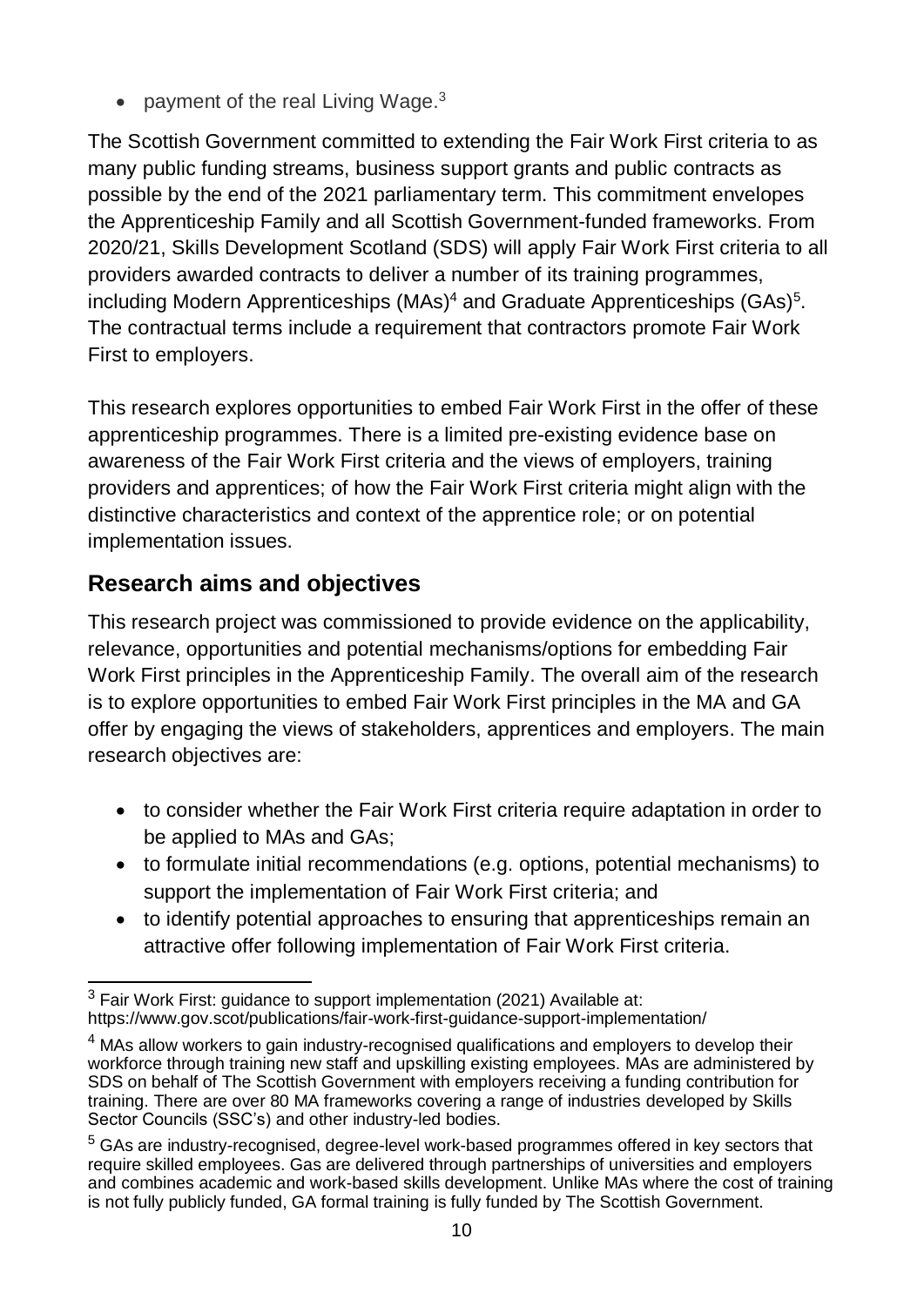- payment of the real Living Wage.[3]

The Scottish Government committed to extending the Fair Work First criteria to as many public funding streams, business support grants and public contracts as possible by the end of the 2021 parliamentary term. This commitment envelopes the Apprenticeship Family and all Scottish Government-funded frameworks. From 2020/21, Skills Development Scotland (SDS) will apply Fair Work First criteria to all providers awarded contracts to deliver a number of its training programmes, including Modern Apprenticeships (MAs)[4] and Graduate Apprenticeships (GAs)[5]. The contractual terms include a requirement that contractors promote Fair Work First to employers.

This research explores opportunities to embed Fair Work First in the offer of these apprenticeship programmes. There is a limited pre-existing evidence base on awareness of the Fair Work First criteria and the views of employers, training providers and apprentices; of how the Fair Work First criteria might align with the distinctive characteristics and context of the apprentice role; or on potential implementation issues.

## Research aims and objectives

This research project was commissioned to provide evidence on the applicability, relevance, opportunities and potential mechanisms/options for embedding Fair Work First principles in the Apprenticeship Family. The overall aim of the research is to explore opportunities to embed Fair Work First principles in the MA and GA offer by engaging the views of stakeholders, apprentices and employers. The main research objectives are:

- to consider whether the Fair Work First criteria require adaptation in order to be applied to MAs and GAs;
- to formulate initial recommendations (e.g. options, potential mechanisms) to support the implementation of Fair Work First criteria; and
- to identify potential approaches to ensuring that apprenticeships remain an attractive offer following implementation of Fair Work First criteria.

[3] Fair Work First: guidance to support implementation (2021) Available at: https://www.gov.scot/publications/fair-work-first-guidance-support-implementation/

[4] MAs allow workers to gain industry-recognised qualifications and employers to develop their workforce through training new staff and upskilling existing employees. MAs are administered by SDS on behalf of The Scottish Government with employers receiving a funding contribution for training. There are over 80 MA frameworks covering a range of industries developed by Skills Sector Councils (SSC's) and other industry-led bodies.

[5] GAs are industry-recognised, degree-level work-based programmes offered in key sectors that require skilled employees. Gas are delivered through partnerships of universities and employers and combines academic and work-based skills development. Unlike MAs where the cost of training is not fully publicly funded, GA formal training is fully funded by The Scottish Government.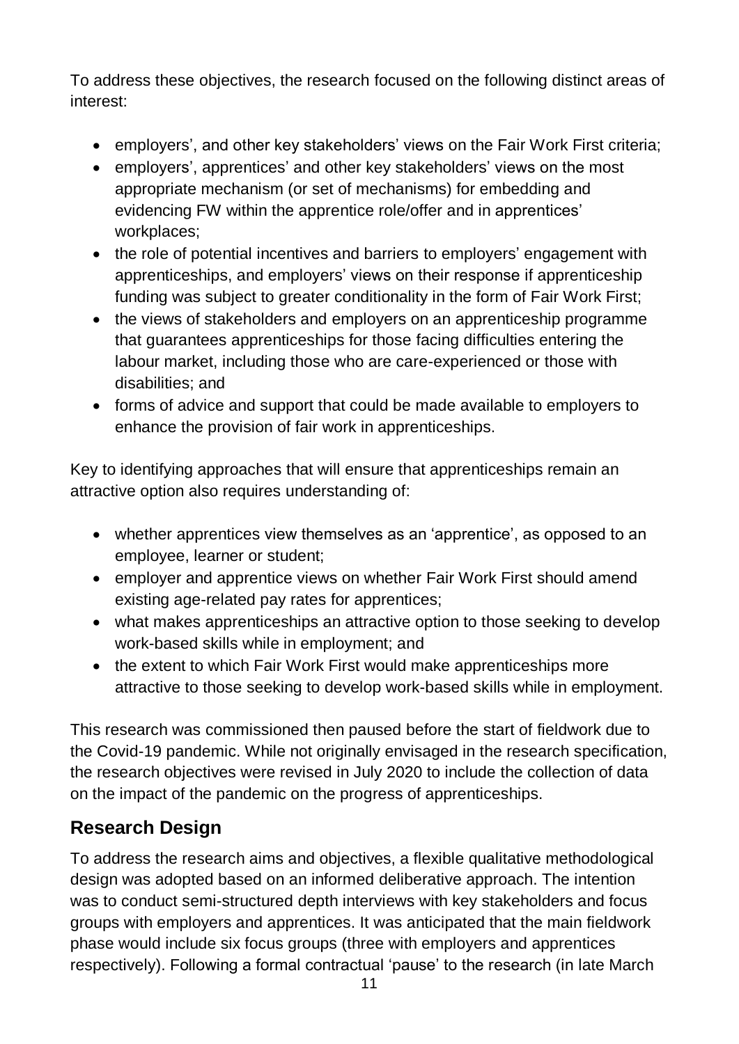To address these objectives, the research focused on the following distinct areas of interest:

- employers', and other key stakeholders' views on the Fair Work First criteria;
- employers', apprentices' and other key stakeholders' views on the most appropriate mechanism (or set of mechanisms) for embedding and evidencing FW within the apprentice role/offer and in apprentices' workplaces;
- the role of potential incentives and barriers to employers' engagement with apprenticeships, and employers' views on their response if apprenticeship funding was subject to greater conditionality in the form of Fair Work First;
- the views of stakeholders and employers on an apprenticeship programme that guarantees apprenticeships for those facing difficulties entering the labour market, including those who are care-experienced or those with disabilities; and
- forms of advice and support that could be made available to employers to enhance the provision of fair work in apprenticeships.

Key to identifying approaches that will ensure that apprenticeships remain an attractive option also requires understanding of:

- whether apprentices view themselves as an 'apprentice', as opposed to an employee, learner or student;
- employer and apprentice views on whether Fair Work First should amend existing age-related pay rates for apprentices;
- what makes apprenticeships an attractive option to those seeking to develop work-based skills while in employment; and
- the extent to which Fair Work First would make apprenticeships more attractive to those seeking to develop work-based skills while in employment.

This research was commissioned then paused before the start of fieldwork due to the Covid-19 pandemic. While not originally envisaged in the research specification, the research objectives were revised in July 2020 to include the collection of data on the impact of the pandemic on the progress of apprenticeships.

## Research Design

To address the research aims and objectives, a flexible qualitative methodological design was adopted based on an informed deliberative approach. The intention was to conduct semi-structured depth interviews with key stakeholders and focus groups with employers and apprentices. It was anticipated that the main fieldwork phase would include six focus groups (three with employers and apprentices respectively). Following a formal contractual 'pause' to the research (in late March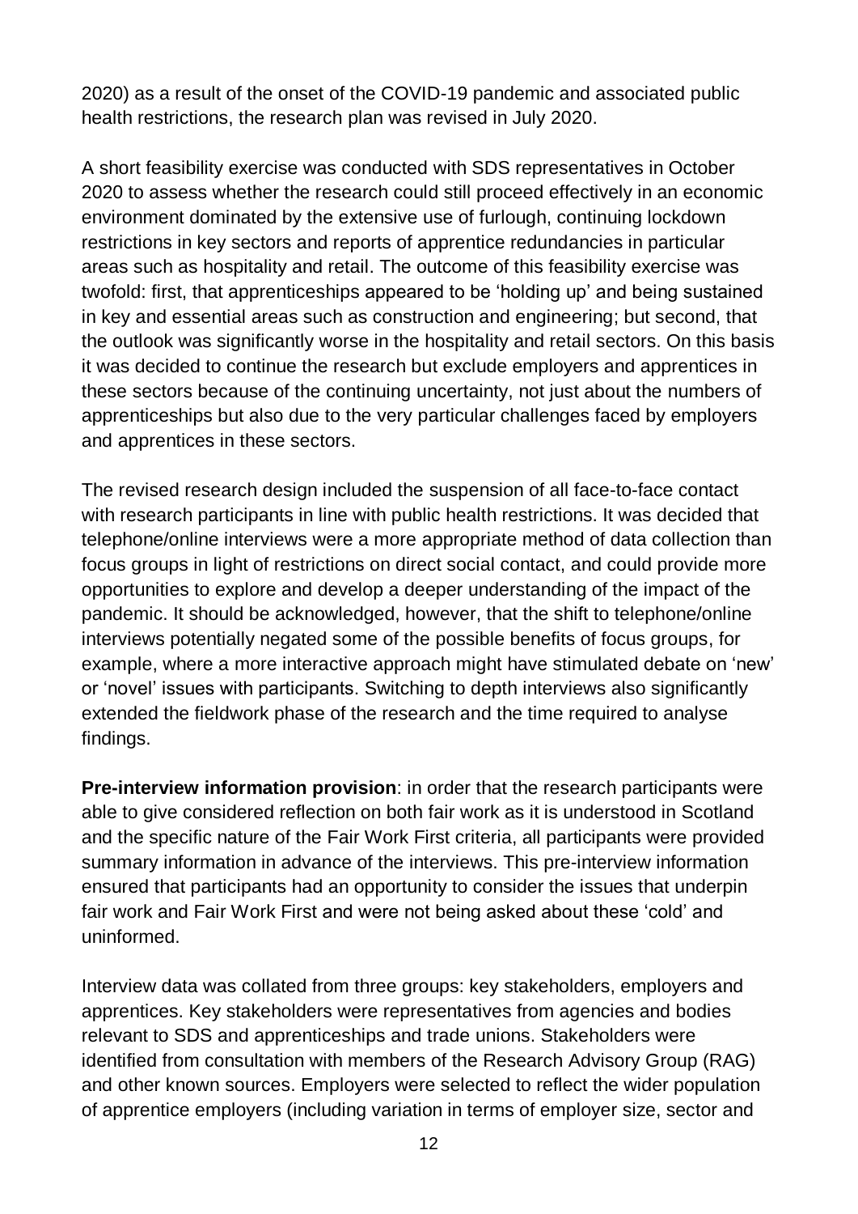2020) as a result of the onset of the COVID-19 pandemic and associated public health restrictions, the research plan was revised in July 2020.

A short feasibility exercise was conducted with SDS representatives in October 2020 to assess whether the research could still proceed effectively in an economic environment dominated by the extensive use of furlough, continuing lockdown restrictions in key sectors and reports of apprentice redundancies in particular areas such as hospitality and retail. The outcome of this feasibility exercise was twofold: first, that apprenticeships appeared to be 'holding up' and being sustained in key and essential areas such as construction and engineering; but second, that the outlook was significantly worse in the hospitality and retail sectors. On this basis it was decided to continue the research but exclude employers and apprentices in these sectors because of the continuing uncertainty, not just about the numbers of apprenticeships but also due to the very particular challenges faced by employers and apprentices in these sectors.

The revised research design included the suspension of all face-to-face contact with research participants in line with public health restrictions. It was decided that telephone/online interviews were a more appropriate method of data collection than focus groups in light of restrictions on direct social contact, and could provide more opportunities to explore and develop a deeper understanding of the impact of the pandemic. It should be acknowledged, however, that the shift to telephone/online interviews potentially negated some of the possible benefits of focus groups, for example, where a more interactive approach might have stimulated debate on 'new' or 'novel' issues with participants. Switching to depth interviews also significantly extended the fieldwork phase of the research and the time required to analyse findings.

**Pre-interview information provision**: in order that the research participants were able to give considered reflection on both fair work as it is understood in Scotland and the specific nature of the Fair Work First criteria, all participants were provided summary information in advance of the interviews. This pre-interview information ensured that participants had an opportunity to consider the issues that underpin fair work and Fair Work First and were not being asked about these 'cold' and uninformed.

Interview data was collated from three groups: key stakeholders, employers and apprentices. Key stakeholders were representatives from agencies and bodies relevant to SDS and apprenticeships and trade unions. Stakeholders were identified from consultation with members of the Research Advisory Group (RAG) and other known sources. Employers were selected to reflect the wider population of apprentice employers (including variation in terms of employer size, sector and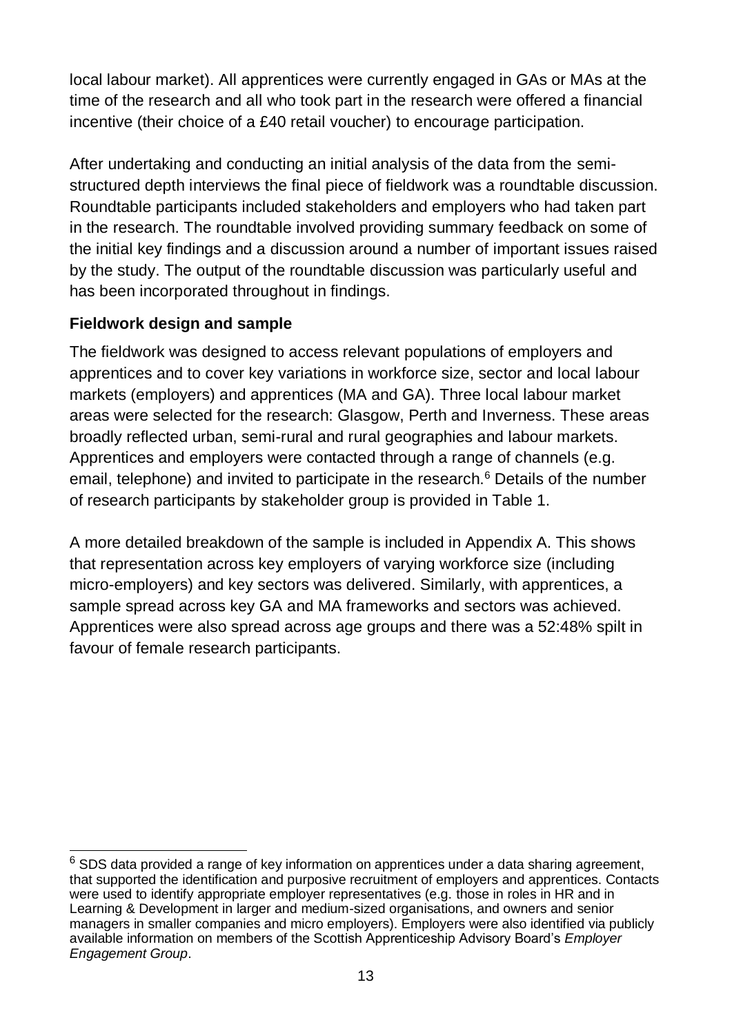local labour market). All apprentices were currently engaged in GAs or MAs at the time of the research and all who took part in the research were offered a financial incentive (their choice of a £40 retail voucher) to encourage participation.

After undertaking and conducting an initial analysis of the data from the semi-structured depth interviews the final piece of fieldwork was a roundtable discussion. Roundtable participants included stakeholders and employers who had taken part in the research. The roundtable involved providing summary feedback on some of the initial key findings and a discussion around a number of important issues raised by the study. The output of the roundtable discussion was particularly useful and has been incorporated throughout in findings.

**Fieldwork design and sample**

The fieldwork was designed to access relevant populations of employers and apprentices and to cover key variations in workforce size, sector and local labour markets (employers) and apprentices (MA and GA). Three local labour market areas were selected for the research: Glasgow, Perth and Inverness. These areas broadly reflected urban, semi-rural and rural geographies and labour markets. Apprentices and employers were contacted through a range of channels (e.g. email, telephone) and invited to participate in the research.[6] Details of the number of research participants by stakeholder group is provided in Table 1.

A more detailed breakdown of the sample is included in Appendix A. This shows that representation across key employers of varying workforce size (including micro-employers) and key sectors was delivered. Similarly, with apprentices, a sample spread across key GA and MA frameworks and sectors was achieved. Apprentices were also spread across age groups and there was a 52:48% spilt in favour of female research participants.

---

[6] SDS data provided a range of key information on apprentices under a data sharing agreement, that supported the identification and purposive recruitment of employers and apprentices. Contacts were used to identify appropriate employer representatives (e.g. those in roles in HR and in Learning & Development in larger and medium-sized organisations, and owners and senior managers in smaller companies and micro employers). Employers were also identified via publicly available information on members of the Scottish Apprenticeship Advisory Board's *Employer Engagement Group*.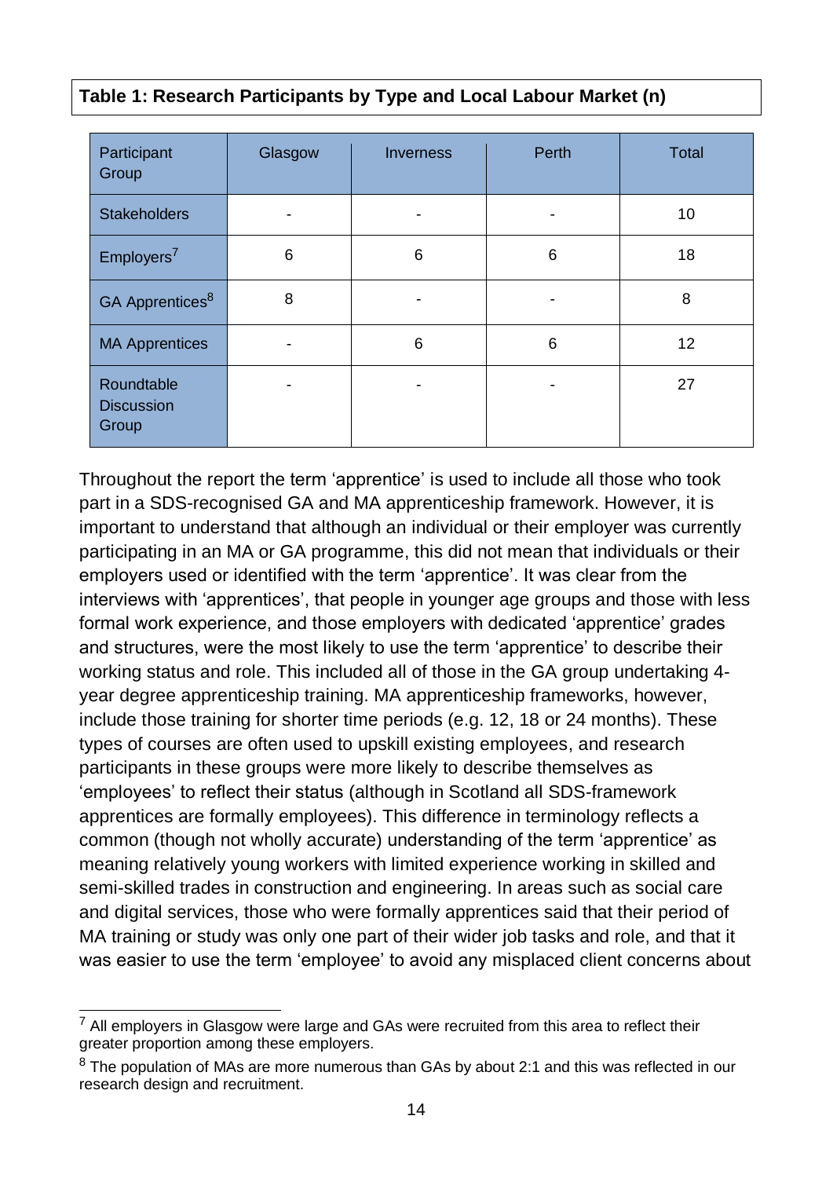**Table 1: Research Participants by Type and Local Labour Market (n)**

| Participant Group | Glasgow | Inverness | Perth | Total |
|---|---|---|---|---|
| Stakeholders | - | - | - | 10 |
| Employers[7] | 6 | 6 | 6 | 18 |
| GA Apprentices[8] | 8 | - | - | 8 |
| MA Apprentices | - | 6 | 6 | 12 |
| Roundtable Discussion Group | - | - | - | 27 |

Throughout the report the term 'apprentice' is used to include all those who took part in a SDS-recognised GA and MA apprenticeship framework. However, it is important to understand that although an individual or their employer was currently participating in an MA or GA programme, this did not mean that individuals or their employers used or identified with the term 'apprentice'. It was clear from the interviews with 'apprentices', that people in younger age groups and those with less formal work experience, and those employers with dedicated 'apprentice' grades and structures, were the most likely to use the term 'apprentice' to describe their working status and role. This included all of those in the GA group undertaking 4-year degree apprenticeship training. MA apprenticeship frameworks, however, include those training for shorter time periods (e.g. 12, 18 or 24 months). These types of courses are often used to upskill existing employees, and research participants in these groups were more likely to describe themselves as 'employees' to reflect their status (although in Scotland all SDS-framework apprentices are formally employees). This difference in terminology reflects a common (though not wholly accurate) understanding of the term 'apprentice' as meaning relatively young workers with limited experience working in skilled and semi-skilled trades in construction and engineering. In areas such as social care and digital services, those who were formally apprentices said that their period of MA training or study was only one part of their wider job tasks and role, and that it was easier to use the term 'employee' to avoid any misplaced client concerns about

[7] All employers in Glasgow were large and GAs were recruited from this area to reflect their greater proportion among these employers.

[8] The population of MAs are more numerous than GAs by about 2:1 and this was reflected in our research design and recruitment.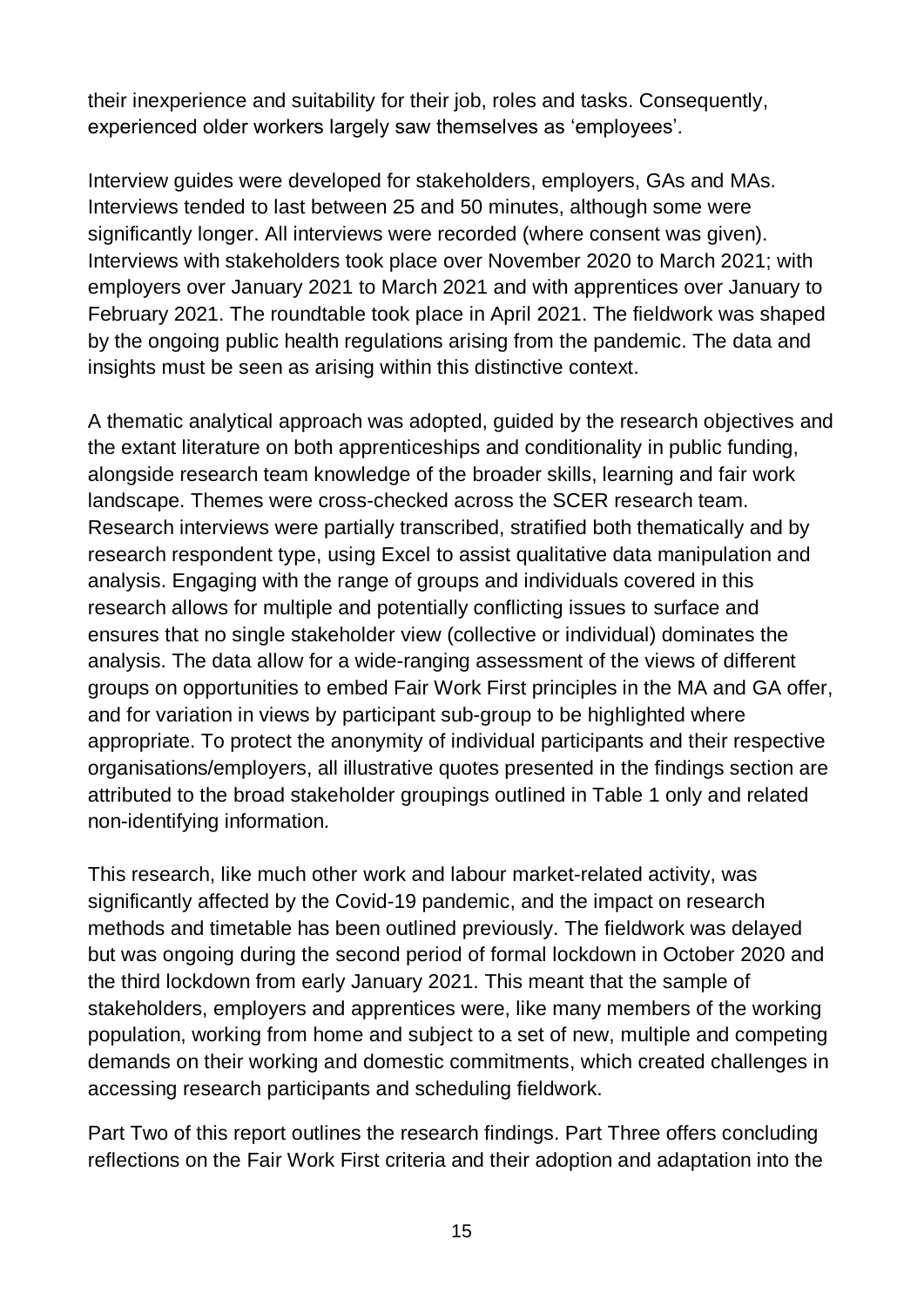their inexperience and suitability for their job, roles and tasks. Consequently, experienced older workers largely saw themselves as 'employees'.

Interview guides were developed for stakeholders, employers, GAs and MAs. Interviews tended to last between 25 and 50 minutes, although some were significantly longer. All interviews were recorded (where consent was given). Interviews with stakeholders took place over November 2020 to March 2021; with employers over January 2021 to March 2021 and with apprentices over January to February 2021. The roundtable took place in April 2021. The fieldwork was shaped by the ongoing public health regulations arising from the pandemic. The data and insights must be seen as arising within this distinctive context.

A thematic analytical approach was adopted, guided by the research objectives and the extant literature on both apprenticeships and conditionality in public funding, alongside research team knowledge of the broader skills, learning and fair work landscape. Themes were cross-checked across the SCER research team. Research interviews were partially transcribed, stratified both thematically and by research respondent type, using Excel to assist qualitative data manipulation and analysis. Engaging with the range of groups and individuals covered in this research allows for multiple and potentially conflicting issues to surface and ensures that no single stakeholder view (collective or individual) dominates the analysis. The data allow for a wide-ranging assessment of the views of different groups on opportunities to embed Fair Work First principles in the MA and GA offer, and for variation in views by participant sub-group to be highlighted where appropriate. To protect the anonymity of individual participants and their respective organisations/employers, all illustrative quotes presented in the findings section are attributed to the broad stakeholder groupings outlined in Table 1 only and related non-identifying information.

This research, like much other work and labour market-related activity, was significantly affected by the Covid-19 pandemic, and the impact on research methods and timetable has been outlined previously. The fieldwork was delayed but was ongoing during the second period of formal lockdown in October 2020 and the third lockdown from early January 2021. This meant that the sample of stakeholders, employers and apprentices were, like many members of the working population, working from home and subject to a set of new, multiple and competing demands on their working and domestic commitments, which created challenges in accessing research participants and scheduling fieldwork.

Part Two of this report outlines the research findings. Part Three offers concluding reflections on the Fair Work First criteria and their adoption and adaptation into the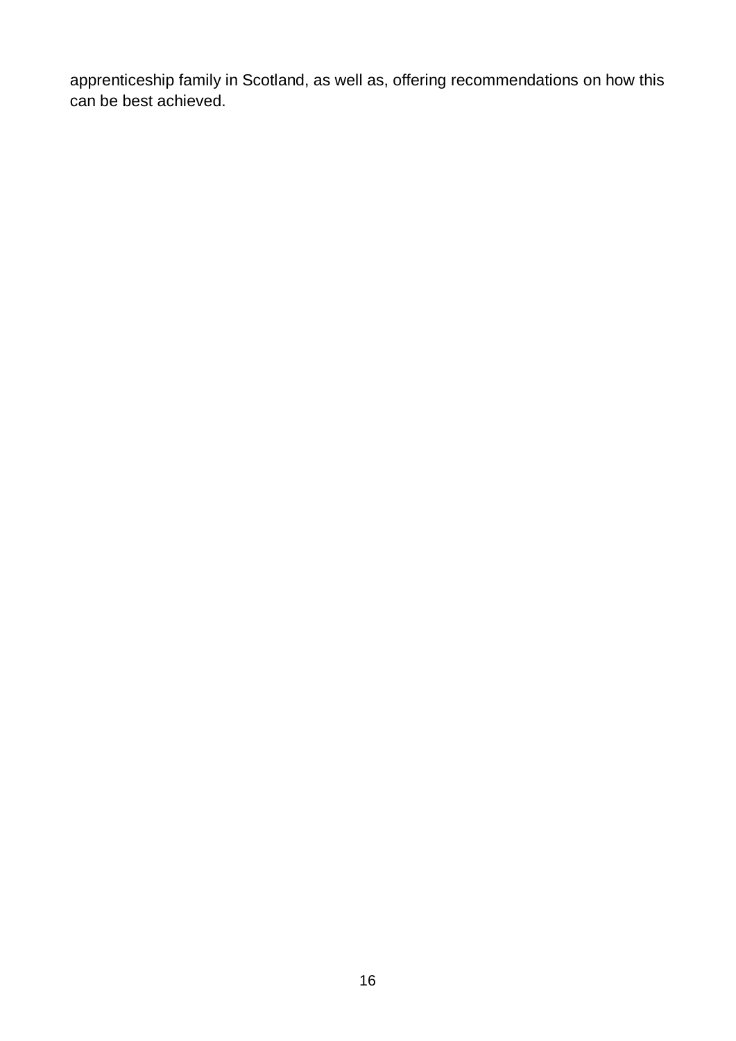apprenticeship family in Scotland, as well as, offering recommendations on how this can be best achieved.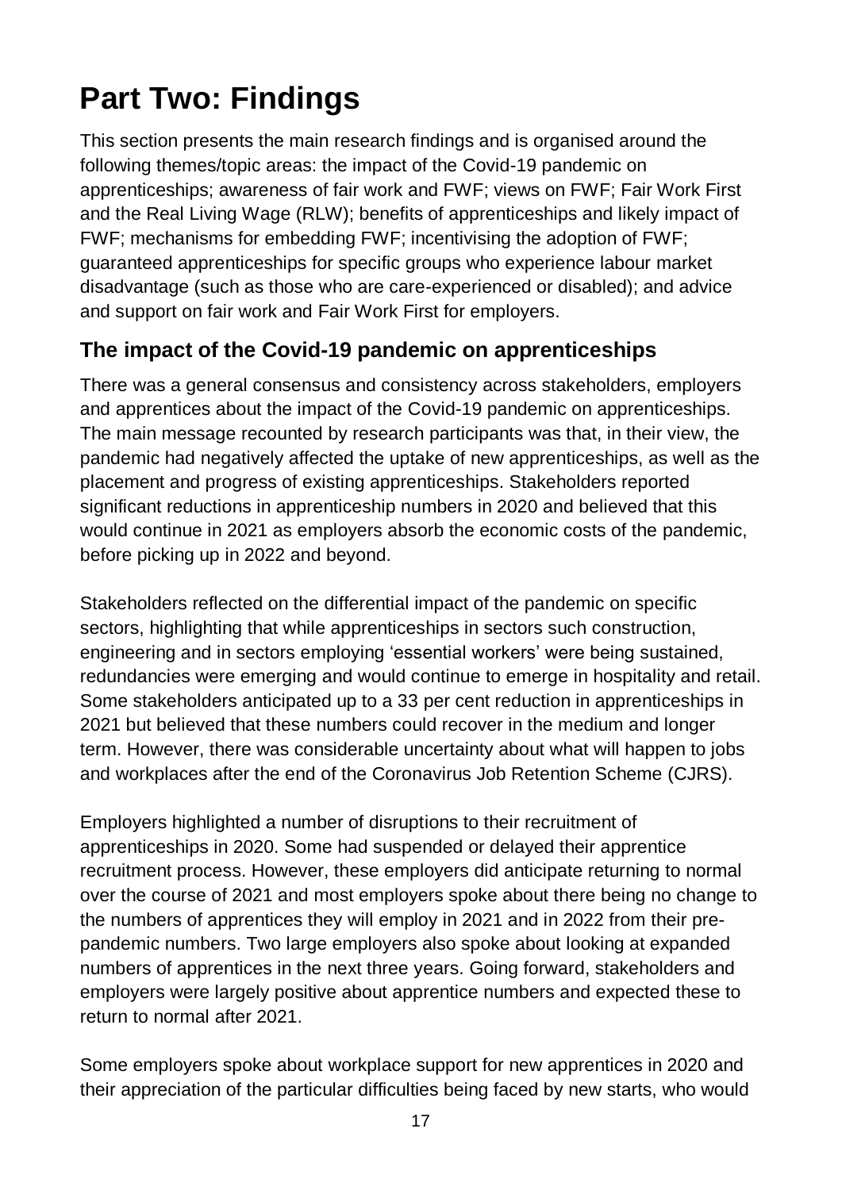# Part Two: Findings

This section presents the main research findings and is organised around the following themes/topic areas: the impact of the Covid-19 pandemic on apprenticeships; awareness of fair work and FWF; views on FWF; Fair Work First and the Real Living Wage (RLW); benefits of apprenticeships and likely impact of FWF; mechanisms for embedding FWF; incentivising the adoption of FWF; guaranteed apprenticeships for specific groups who experience labour market disadvantage (such as those who are care-experienced or disabled); and advice and support on fair work and Fair Work First for employers.

## The impact of the Covid-19 pandemic on apprenticeships

There was a general consensus and consistency across stakeholders, employers and apprentices about the impact of the Covid-19 pandemic on apprenticeships. The main message recounted by research participants was that, in their view, the pandemic had negatively affected the uptake of new apprenticeships, as well as the placement and progress of existing apprenticeships. Stakeholders reported significant reductions in apprenticeship numbers in 2020 and believed that this would continue in 2021 as employers absorb the economic costs of the pandemic, before picking up in 2022 and beyond.

Stakeholders reflected on the differential impact of the pandemic on specific sectors, highlighting that while apprenticeships in sectors such construction, engineering and in sectors employing 'essential workers' were being sustained, redundancies were emerging and would continue to emerge in hospitality and retail. Some stakeholders anticipated up to a 33 per cent reduction in apprenticeships in 2021 but believed that these numbers could recover in the medium and longer term. However, there was considerable uncertainty about what will happen to jobs and workplaces after the end of the Coronavirus Job Retention Scheme (CJRS).

Employers highlighted a number of disruptions to their recruitment of apprenticeships in 2020. Some had suspended or delayed their apprentice recruitment process. However, these employers did anticipate returning to normal over the course of 2021 and most employers spoke about there being no change to the numbers of apprentices they will employ in 2021 and in 2022 from their pre-pandemic numbers. Two large employers also spoke about looking at expanded numbers of apprentices in the next three years. Going forward, stakeholders and employers were largely positive about apprentice numbers and expected these to return to normal after 2021.

Some employers spoke about workplace support for new apprentices in 2020 and their appreciation of the particular difficulties being faced by new starts, who would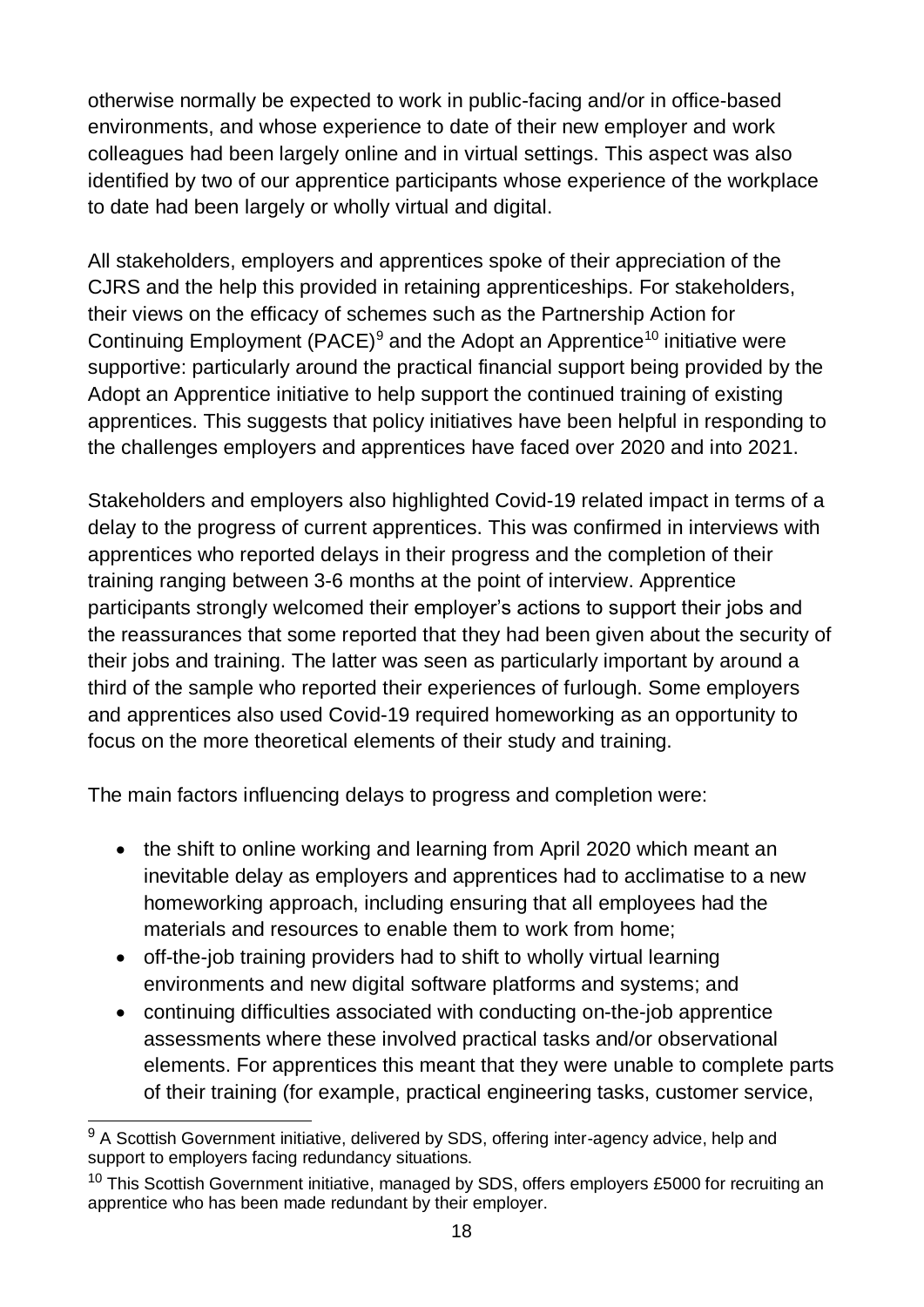otherwise normally be expected to work in public-facing and/or in office-based environments, and whose experience to date of their new employer and work colleagues had been largely online and in virtual settings. This aspect was also identified by two of our apprentice participants whose experience of the workplace to date had been largely or wholly virtual and digital.

All stakeholders, employers and apprentices spoke of their appreciation of the CJRS and the help this provided in retaining apprenticeships. For stakeholders, their views on the efficacy of schemes such as the Partnership Action for Continuing Employment (PACE)[9] and the Adopt an Apprentice[10] initiative were supportive: particularly around the practical financial support being provided by the Adopt an Apprentice initiative to help support the continued training of existing apprentices. This suggests that policy initiatives have been helpful in responding to the challenges employers and apprentices have faced over 2020 and into 2021.

Stakeholders and employers also highlighted Covid-19 related impact in terms of a delay to the progress of current apprentices. This was confirmed in interviews with apprentices who reported delays in their progress and the completion of their training ranging between 3-6 months at the point of interview. Apprentice participants strongly welcomed their employer's actions to support their jobs and the reassurances that some reported that they had been given about the security of their jobs and training. The latter was seen as particularly important by around a third of the sample who reported their experiences of furlough. Some employers and apprentices also used Covid-19 required homeworking as an opportunity to focus on the more theoretical elements of their study and training.

The main factors influencing delays to progress and completion were:

- the shift to online working and learning from April 2020 which meant an inevitable delay as employers and apprentices had to acclimatise to a new homeworking approach, including ensuring that all employees had the materials and resources to enable them to work from home;
- off-the-job training providers had to shift to wholly virtual learning environments and new digital software platforms and systems; and
- continuing difficulties associated with conducting on-the-job apprentice assessments where these involved practical tasks and/or observational elements. For apprentices this meant that they were unable to complete parts of their training (for example, practical engineering tasks, customer service,

[9] A Scottish Government initiative, delivered by SDS, offering inter-agency advice, help and support to employers facing redundancy situations.

[10] This Scottish Government initiative, managed by SDS, offers employers £5000 for recruiting an apprentice who has been made redundant by their employer.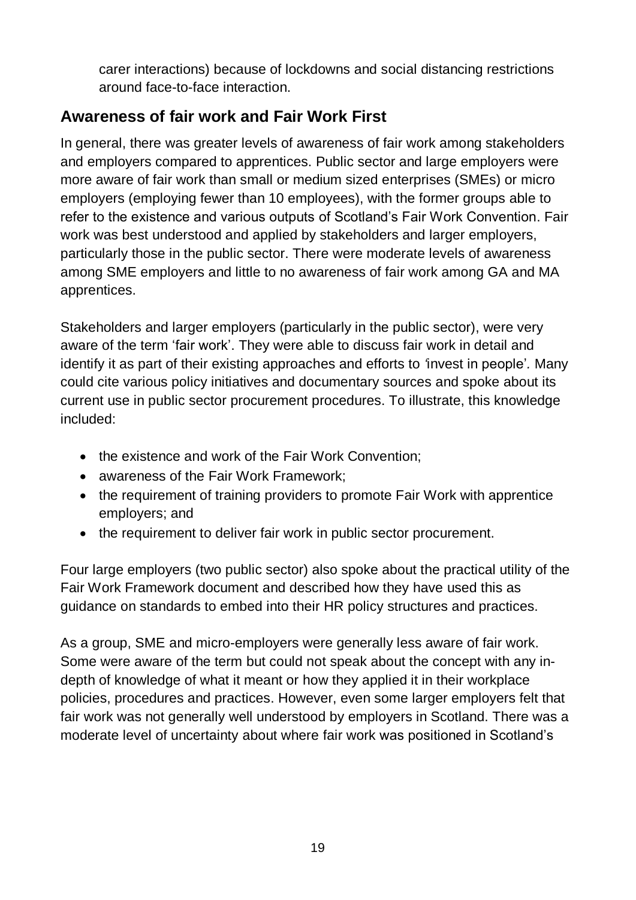carer interactions) because of lockdowns and social distancing restrictions around face-to-face interaction.

## Awareness of fair work and Fair Work First

In general, there was greater levels of awareness of fair work among stakeholders and employers compared to apprentices. Public sector and large employers were more aware of fair work than small or medium sized enterprises (SMEs) or micro employers (employing fewer than 10 employees), with the former groups able to refer to the existence and various outputs of Scotland's Fair Work Convention. Fair work was best understood and applied by stakeholders and larger employers, particularly those in the public sector. There were moderate levels of awareness among SME employers and little to no awareness of fair work among GA and MA apprentices.

Stakeholders and larger employers (particularly in the public sector), were very aware of the term 'fair work'. They were able to discuss fair work in detail and identify it as part of their existing approaches and efforts to 'invest in people'. Many could cite various policy initiatives and documentary sources and spoke about its current use in public sector procurement procedures. To illustrate, this knowledge included:

- the existence and work of the Fair Work Convention;
- awareness of the Fair Work Framework;
- the requirement of training providers to promote Fair Work with apprentice employers; and
- the requirement to deliver fair work in public sector procurement.

Four large employers (two public sector) also spoke about the practical utility of the Fair Work Framework document and described how they have used this as guidance on standards to embed into their HR policy structures and practices.

As a group, SME and micro-employers were generally less aware of fair work. Some were aware of the term but could not speak about the concept with any in-depth of knowledge of what it meant or how they applied it in their workplace policies, procedures and practices. However, even some larger employers felt that fair work was not generally well understood by employers in Scotland. There was a moderate level of uncertainty about where fair work was positioned in Scotland's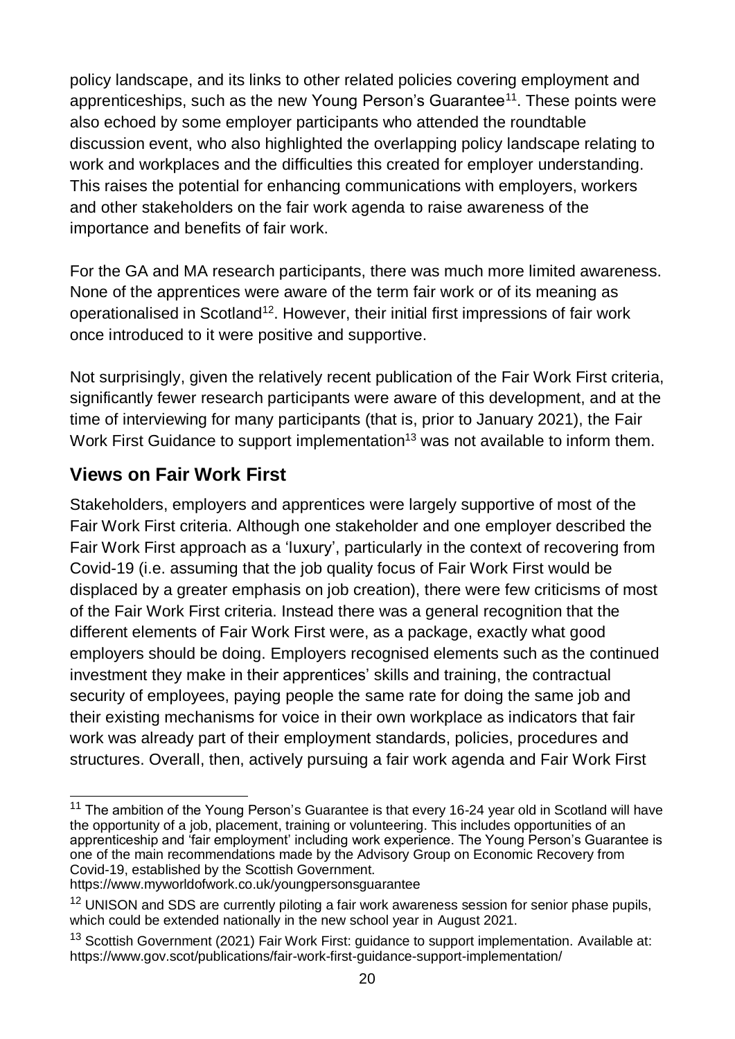policy landscape, and its links to other related policies covering employment and apprenticeships, such as the new Young Person's Guarantee[11]. These points were also echoed by some employer participants who attended the roundtable discussion event, who also highlighted the overlapping policy landscape relating to work and workplaces and the difficulties this created for employer understanding. This raises the potential for enhancing communications with employers, workers and other stakeholders on the fair work agenda to raise awareness of the importance and benefits of fair work.

For the GA and MA research participants, there was much more limited awareness. None of the apprentices were aware of the term fair work or of its meaning as operationalised in Scotland[12]. However, their initial first impressions of fair work once introduced to it were positive and supportive.

Not surprisingly, given the relatively recent publication of the Fair Work First criteria, significantly fewer research participants were aware of this development, and at the time of interviewing for many participants (that is, prior to January 2021), the Fair Work First Guidance to support implementation[13] was not available to inform them.

## Views on Fair Work First

Stakeholders, employers and apprentices were largely supportive of most of the Fair Work First criteria. Although one stakeholder and one employer described the Fair Work First approach as a 'luxury', particularly in the context of recovering from Covid-19 (i.e. assuming that the job quality focus of Fair Work First would be displaced by a greater emphasis on job creation), there were few criticisms of most of the Fair Work First criteria. Instead there was a general recognition that the different elements of Fair Work First were, as a package, exactly what good employers should be doing. Employers recognised elements such as the continued investment they make in their apprentices' skills and training, the contractual security of employees, paying people the same rate for doing the same job and their existing mechanisms for voice in their own workplace as indicators that fair work was already part of their employment standards, policies, procedures and structures. Overall, then, actively pursuing a fair work agenda and Fair Work First

---

[11] The ambition of the Young Person's Guarantee is that every 16-24 year old in Scotland will have the opportunity of a job, placement, training or volunteering. This includes opportunities of an apprenticeship and 'fair employment' including work experience. The Young Person's Guarantee is one of the main recommendations made by the Advisory Group on Economic Recovery from Covid-19, established by the Scottish Government. https://www.myworldofwork.co.uk/youngpersonsguarantee

[12] UNISON and SDS are currently piloting a fair work awareness session for senior phase pupils, which could be extended nationally in the new school year in August 2021.

[13] Scottish Government (2021) Fair Work First: guidance to support implementation. Available at: https://www.gov.scot/publications/fair-work-first-guidance-support-implementation/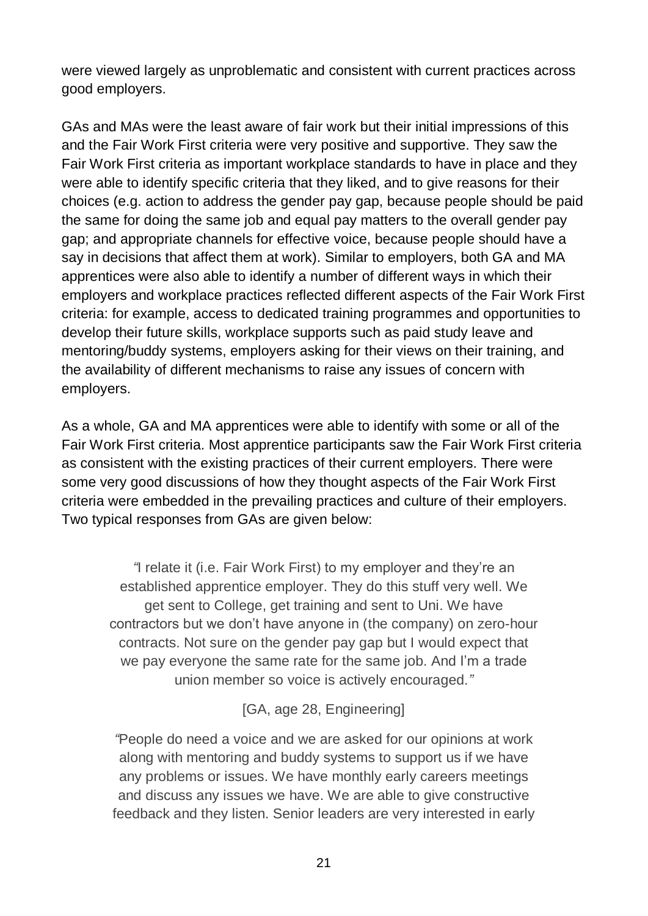were viewed largely as unproblematic and consistent with current practices across good employers.

GAs and MAs were the least aware of fair work but their initial impressions of this and the Fair Work First criteria were very positive and supportive. They saw the Fair Work First criteria as important workplace standards to have in place and they were able to identify specific criteria that they liked, and to give reasons for their choices (e.g. action to address the gender pay gap, because people should be paid the same for doing the same job and equal pay matters to the overall gender pay gap; and appropriate channels for effective voice, because people should have a say in decisions that affect them at work). Similar to employers, both GA and MA apprentices were also able to identify a number of different ways in which their employers and workplace practices reflected different aspects of the Fair Work First criteria: for example, access to dedicated training programmes and opportunities to develop their future skills, workplace supports such as paid study leave and mentoring/buddy systems, employers asking for their views on their training, and the availability of different mechanisms to raise any issues of concern with employers.

As a whole, GA and MA apprentices were able to identify with some or all of the Fair Work First criteria. Most apprentice participants saw the Fair Work First criteria as consistent with the existing practices of their current employers. There were some very good discussions of how they thought aspects of the Fair Work First criteria were embedded in the prevailing practices and culture of their employers. Two typical responses from GAs are given below:

> *"I relate it (i.e. Fair Work First) to my employer and they're an established apprentice employer. They do this stuff very well. We get sent to College, get training and sent to Uni. We have contractors but we don't have anyone in (the company) on zero-hour contracts. Not sure on the gender pay gap but I would expect that we pay everyone the same rate for the same job. And I'm a trade union member so voice is actively encouraged."*
>
> [GA, age 28, Engineering]

> *"People do need a voice and we are asked for our opinions at work along with mentoring and buddy systems to support us if we have any problems or issues. We have monthly early careers meetings and discuss any issues we have. We are able to give constructive feedback and they listen. Senior leaders are very interested in early*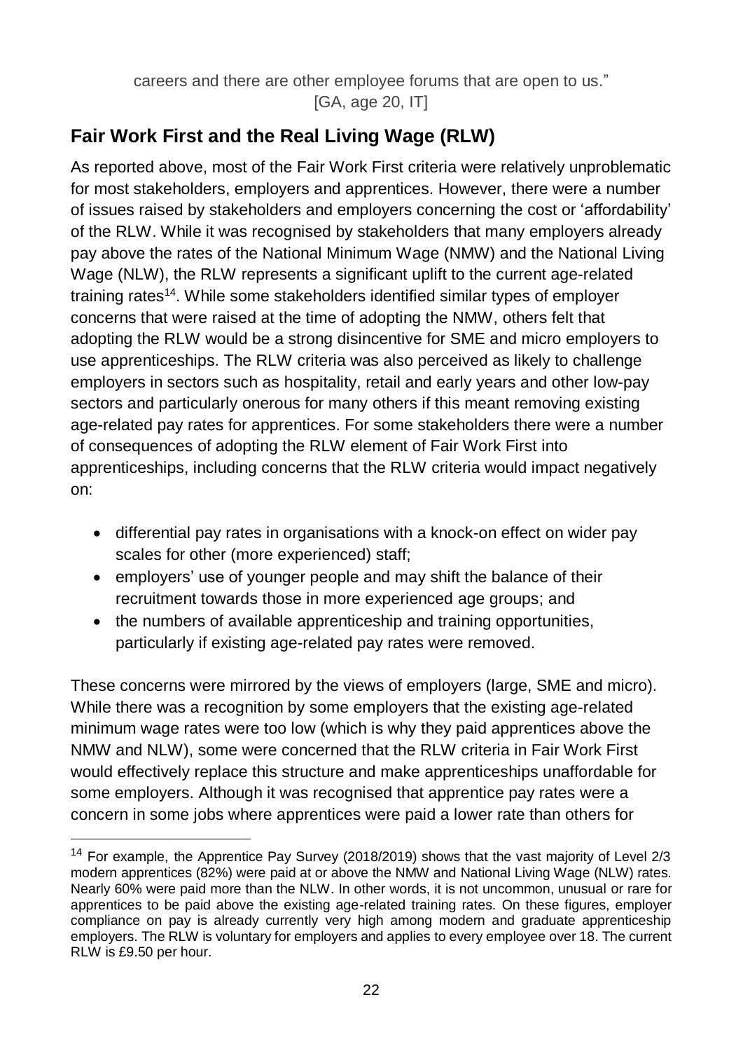careers and there are other employee forums that are open to us."
[GA, age 20, IT]

## Fair Work First and the Real Living Wage (RLW)

As reported above, most of the Fair Work First criteria were relatively unproblematic for most stakeholders, employers and apprentices. However, there were a number of issues raised by stakeholders and employers concerning the cost or 'affordability' of the RLW. While it was recognised by stakeholders that many employers already pay above the rates of the National Minimum Wage (NMW) and the National Living Wage (NLW), the RLW represents a significant uplift to the current age-related training rates[14]. While some stakeholders identified similar types of employer concerns that were raised at the time of adopting the NMW, others felt that adopting the RLW would be a strong disincentive for SME and micro employers to use apprenticeships. The RLW criteria was also perceived as likely to challenge employers in sectors such as hospitality, retail and early years and other low-pay sectors and particularly onerous for many others if this meant removing existing age-related pay rates for apprentices. For some stakeholders there were a number of consequences of adopting the RLW element of Fair Work First into apprenticeships, including concerns that the RLW criteria would impact negatively on:

- differential pay rates in organisations with a knock-on effect on wider pay scales for other (more experienced) staff;
- employers' use of younger people and may shift the balance of their recruitment towards those in more experienced age groups; and
- the numbers of available apprenticeship and training opportunities, particularly if existing age-related pay rates were removed.

These concerns were mirrored by the views of employers (large, SME and micro). While there was a recognition by some employers that the existing age-related minimum wage rates were too low (which is why they paid apprentices above the NMW and NLW), some were concerned that the RLW criteria in Fair Work First would effectively replace this structure and make apprenticeships unaffordable for some employers. Although it was recognised that apprentice pay rates were a concern in some jobs where apprentices were paid a lower rate than others for

[14] For example, the Apprentice Pay Survey (2018/2019) shows that the vast majority of Level 2/3 modern apprentices (82%) were paid at or above the NMW and National Living Wage (NLW) rates. Nearly 60% were paid more than the NLW. In other words, it is not uncommon, unusual or rare for apprentices to be paid above the existing age-related training rates. On these figures, employer compliance on pay is already currently very high among modern and graduate apprenticeship employers. The RLW is voluntary for employers and applies to every employee over 18. The current RLW is £9.50 per hour.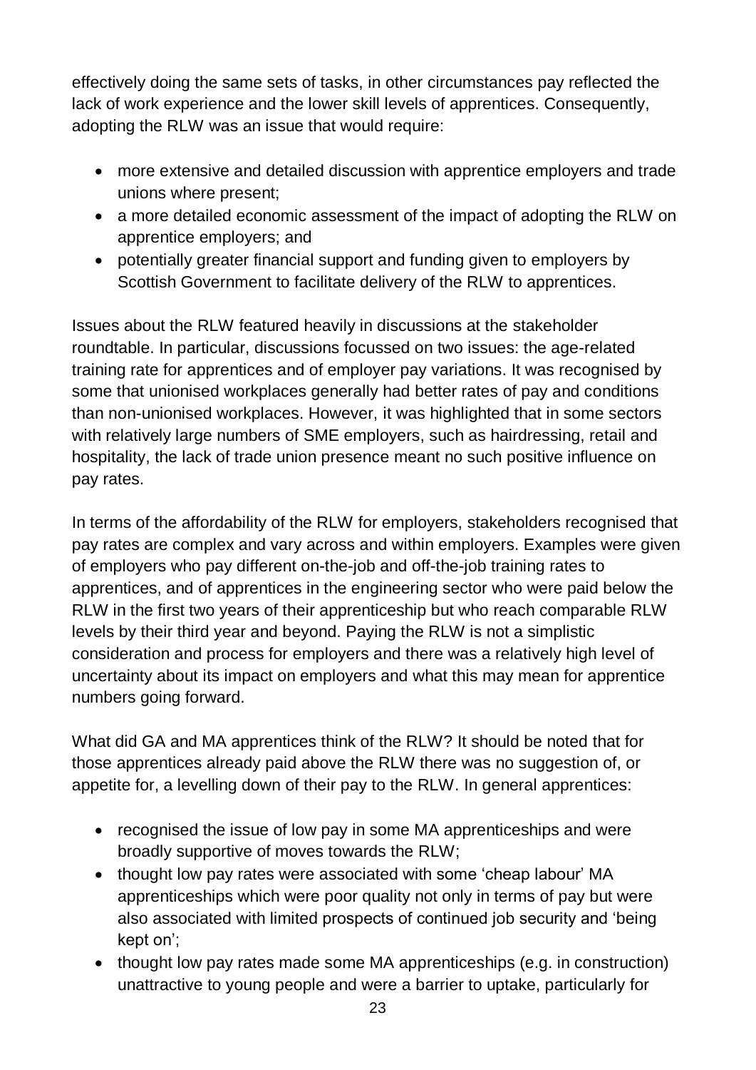effectively doing the same sets of tasks, in other circumstances pay reflected the lack of work experience and the lower skill levels of apprentices. Consequently, adopting the RLW was an issue that would require:

- more extensive and detailed discussion with apprentice employers and trade unions where present;
- a more detailed economic assessment of the impact of adopting the RLW on apprentice employers; and
- potentially greater financial support and funding given to employers by Scottish Government to facilitate delivery of the RLW to apprentices.

Issues about the RLW featured heavily in discussions at the stakeholder roundtable. In particular, discussions focussed on two issues: the age-related training rate for apprentices and of employer pay variations. It was recognised by some that unionised workplaces generally had better rates of pay and conditions than non-unionised workplaces. However, it was highlighted that in some sectors with relatively large numbers of SME employers, such as hairdressing, retail and hospitality, the lack of trade union presence meant no such positive influence on pay rates.

In terms of the affordability of the RLW for employers, stakeholders recognised that pay rates are complex and vary across and within employers. Examples were given of employers who pay different on-the-job and off-the-job training rates to apprentices, and of apprentices in the engineering sector who were paid below the RLW in the first two years of their apprenticeship but who reach comparable RLW levels by their third year and beyond. Paying the RLW is not a simplistic consideration and process for employers and there was a relatively high level of uncertainty about its impact on employers and what this may mean for apprentice numbers going forward.

What did GA and MA apprentices think of the RLW? It should be noted that for those apprentices already paid above the RLW there was no suggestion of, or appetite for, a levelling down of their pay to the RLW. In general apprentices:

- recognised the issue of low pay in some MA apprenticeships and were broadly supportive of moves towards the RLW;
- thought low pay rates were associated with some 'cheap labour' MA apprenticeships which were poor quality not only in terms of pay but were also associated with limited prospects of continued job security and 'being kept on';
- thought low pay rates made some MA apprenticeships (e.g. in construction) unattractive to young people and were a barrier to uptake, particularly for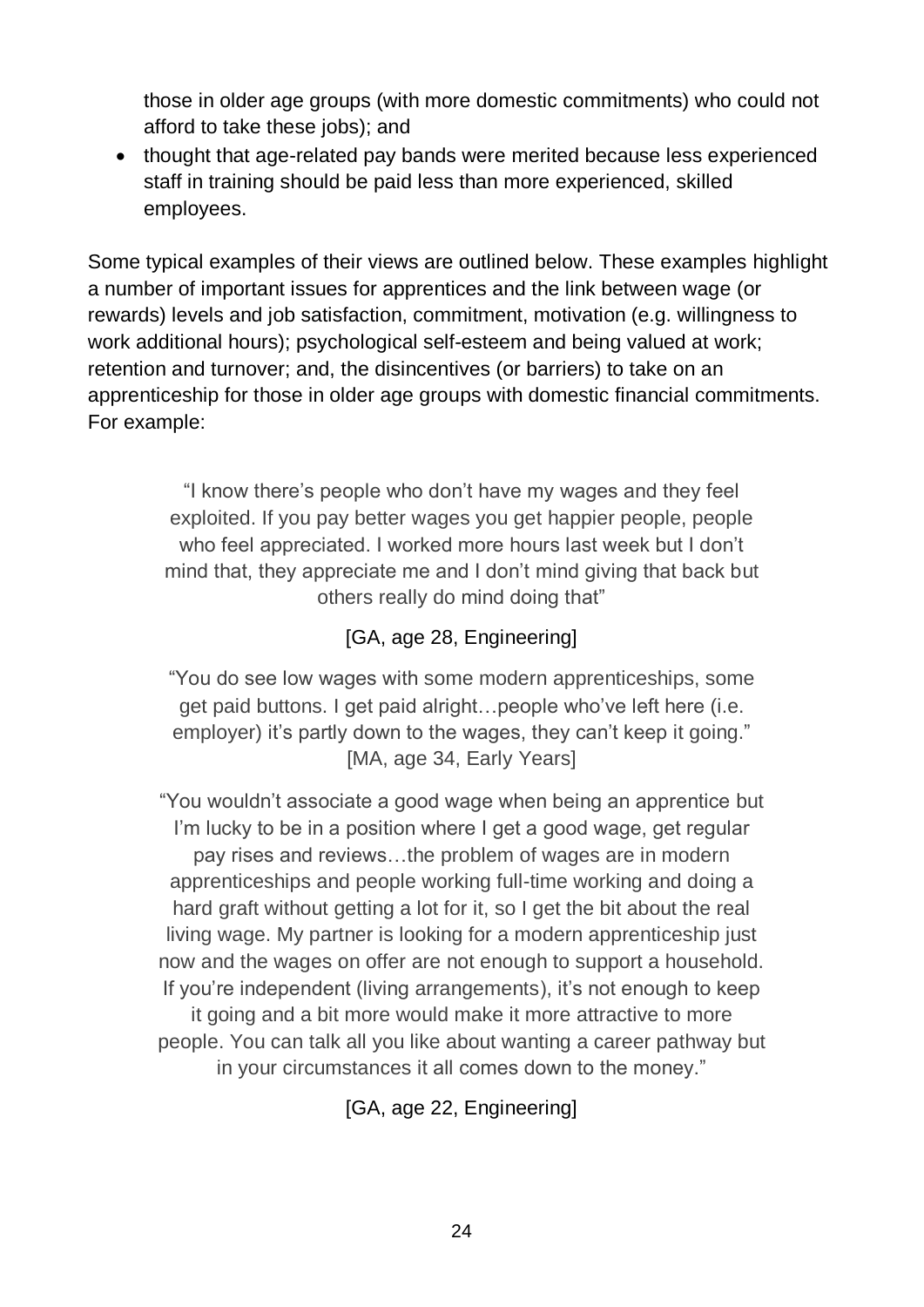those in older age groups (with more domestic commitments) who could not afford to take these jobs); and

- thought that age-related pay bands were merited because less experienced staff in training should be paid less than more experienced, skilled employees.

Some typical examples of their views are outlined below. These examples highlight a number of important issues for apprentices and the link between wage (or rewards) levels and job satisfaction, commitment, motivation (e.g. willingness to work additional hours); psychological self-esteem and being valued at work; retention and turnover; and, the disincentives (or barriers) to take on an apprenticeship for those in older age groups with domestic financial commitments. For example:

> "I know there's people who don't have my wages and they feel exploited. If you pay better wages you get happier people, people who feel appreciated. I worked more hours last week but I don't mind that, they appreciate me and I don't mind giving that back but others really do mind doing that"
>
> [GA, age 28, Engineering]

> "You do see low wages with some modern apprenticeships, some get paid buttons. I get paid alright…people who've left here (i.e. employer) it's partly down to the wages, they can't keep it going."
> [MA, age 34, Early Years]

> "You wouldn't associate a good wage when being an apprentice but I'm lucky to be in a position where I get a good wage, get regular pay rises and reviews…the problem of wages are in modern apprenticeships and people working full-time working and doing a hard graft without getting a lot for it, so I get the bit about the real living wage. My partner is looking for a modern apprenticeship just now and the wages on offer are not enough to support a household. If you're independent (living arrangements), it's not enough to keep it going and a bit more would make it more attractive to more people. You can talk all you like about wanting a career pathway but in your circumstances it all comes down to the money."
>
> [GA, age 22, Engineering]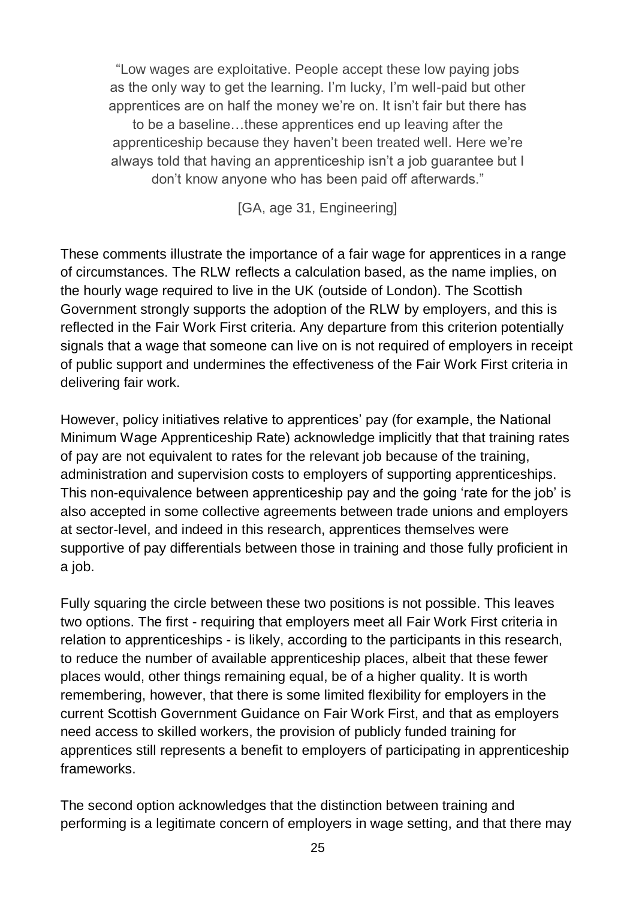> "Low wages are exploitative. People accept these low paying jobs as the only way to get the learning. I'm lucky, I'm well-paid but other apprentices are on half the money we're on. It isn't fair but there has to be a baseline…these apprentices end up leaving after the apprenticeship because they haven't been treated well. Here we're always told that having an apprenticeship isn't a job guarantee but I don't know anyone who has been paid off afterwards."
>
> [GA, age 31, Engineering]

These comments illustrate the importance of a fair wage for apprentices in a range of circumstances. The RLW reflects a calculation based, as the name implies, on the hourly wage required to live in the UK (outside of London). The Scottish Government strongly supports the adoption of the RLW by employers, and this is reflected in the Fair Work First criteria. Any departure from this criterion potentially signals that a wage that someone can live on is not required of employers in receipt of public support and undermines the effectiveness of the Fair Work First criteria in delivering fair work.

However, policy initiatives relative to apprentices' pay (for example, the National Minimum Wage Apprenticeship Rate) acknowledge implicitly that that training rates of pay are not equivalent to rates for the relevant job because of the training, administration and supervision costs to employers of supporting apprenticeships. This non-equivalence between apprenticeship pay and the going 'rate for the job' is also accepted in some collective agreements between trade unions and employers at sector-level, and indeed in this research, apprentices themselves were supportive of pay differentials between those in training and those fully proficient in a job.

Fully squaring the circle between these two positions is not possible. This leaves two options. The first - requiring that employers meet all Fair Work First criteria in relation to apprenticeships - is likely, according to the participants in this research, to reduce the number of available apprenticeship places, albeit that these fewer places would, other things remaining equal, be of a higher quality. It is worth remembering, however, that there is some limited flexibility for employers in the current Scottish Government Guidance on Fair Work First, and that as employers need access to skilled workers, the provision of publicly funded training for apprentices still represents a benefit to employers of participating in apprenticeship frameworks.

The second option acknowledges that the distinction between training and performing is a legitimate concern of employers in wage setting, and that there may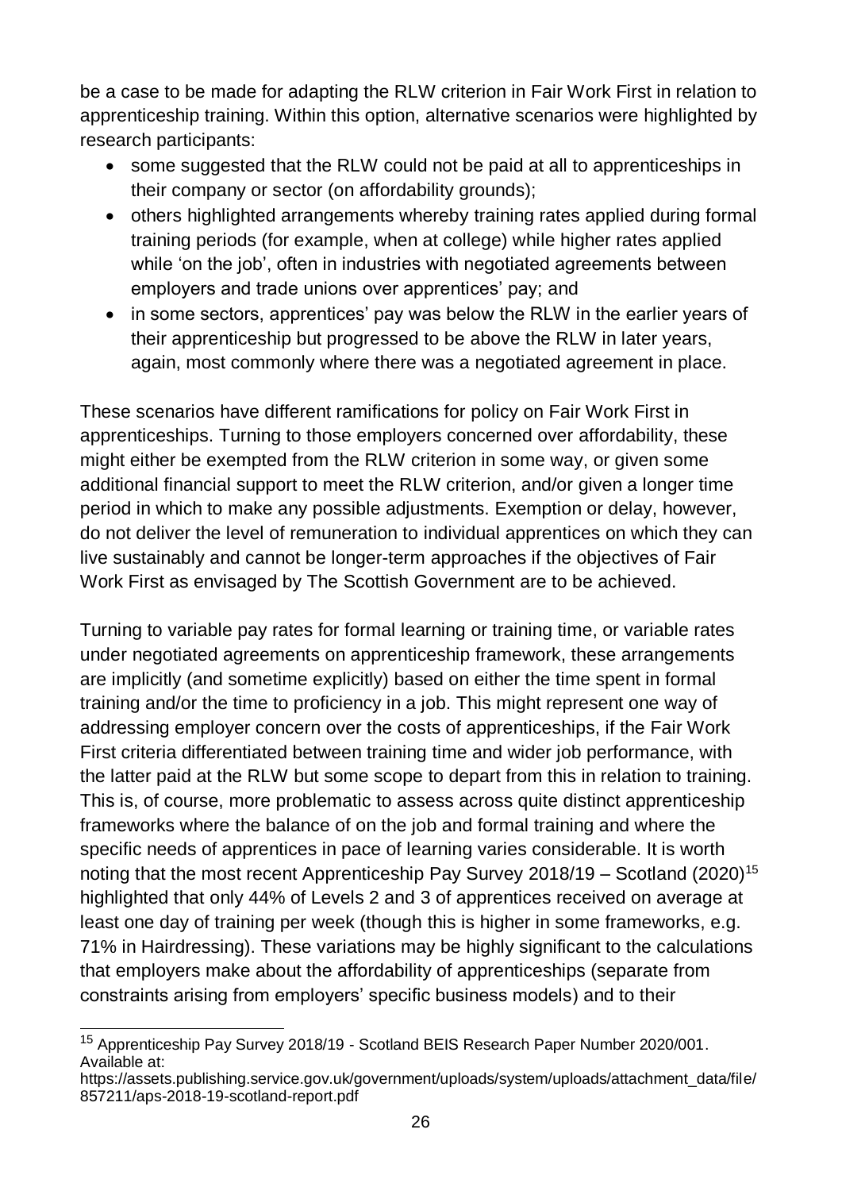be a case to be made for adapting the RLW criterion in Fair Work First in relation to apprenticeship training. Within this option, alternative scenarios were highlighted by research participants:

- some suggested that the RLW could not be paid at all to apprenticeships in their company or sector (on affordability grounds);
- others highlighted arrangements whereby training rates applied during formal training periods (for example, when at college) while higher rates applied while 'on the job', often in industries with negotiated agreements between employers and trade unions over apprentices' pay; and
- in some sectors, apprentices' pay was below the RLW in the earlier years of their apprenticeship but progressed to be above the RLW in later years, again, most commonly where there was a negotiated agreement in place.

These scenarios have different ramifications for policy on Fair Work First in apprenticeships. Turning to those employers concerned over affordability, these might either be exempted from the RLW criterion in some way, or given some additional financial support to meet the RLW criterion, and/or given a longer time period in which to make any possible adjustments. Exemption or delay, however, do not deliver the level of remuneration to individual apprentices on which they can live sustainably and cannot be longer-term approaches if the objectives of Fair Work First as envisaged by The Scottish Government are to be achieved.

Turning to variable pay rates for formal learning or training time, or variable rates under negotiated agreements on apprenticeship framework, these arrangements are implicitly (and sometime explicitly) based on either the time spent in formal training and/or the time to proficiency in a job. This might represent one way of addressing employer concern over the costs of apprenticeships, if the Fair Work First criteria differentiated between training time and wider job performance, with the latter paid at the RLW but some scope to depart from this in relation to training. This is, of course, more problematic to assess across quite distinct apprenticeship frameworks where the balance of on the job and formal training and where the specific needs of apprentices in pace of learning varies considerable. It is worth noting that the most recent Apprenticeship Pay Survey 2018/19 – Scotland (2020)[15] highlighted that only 44% of Levels 2 and 3 of apprentices received on average at least one day of training per week (though this is higher in some frameworks, e.g. 71% in Hairdressing). These variations may be highly significant to the calculations that employers make about the affordability of apprenticeships (separate from constraints arising from employers' specific business models) and to their

[15] Apprenticeship Pay Survey 2018/19 - Scotland BEIS Research Paper Number 2020/001. Available at: https://assets.publishing.service.gov.uk/government/uploads/system/uploads/attachment_data/file/857211/aps-2018-19-scotland-report.pdf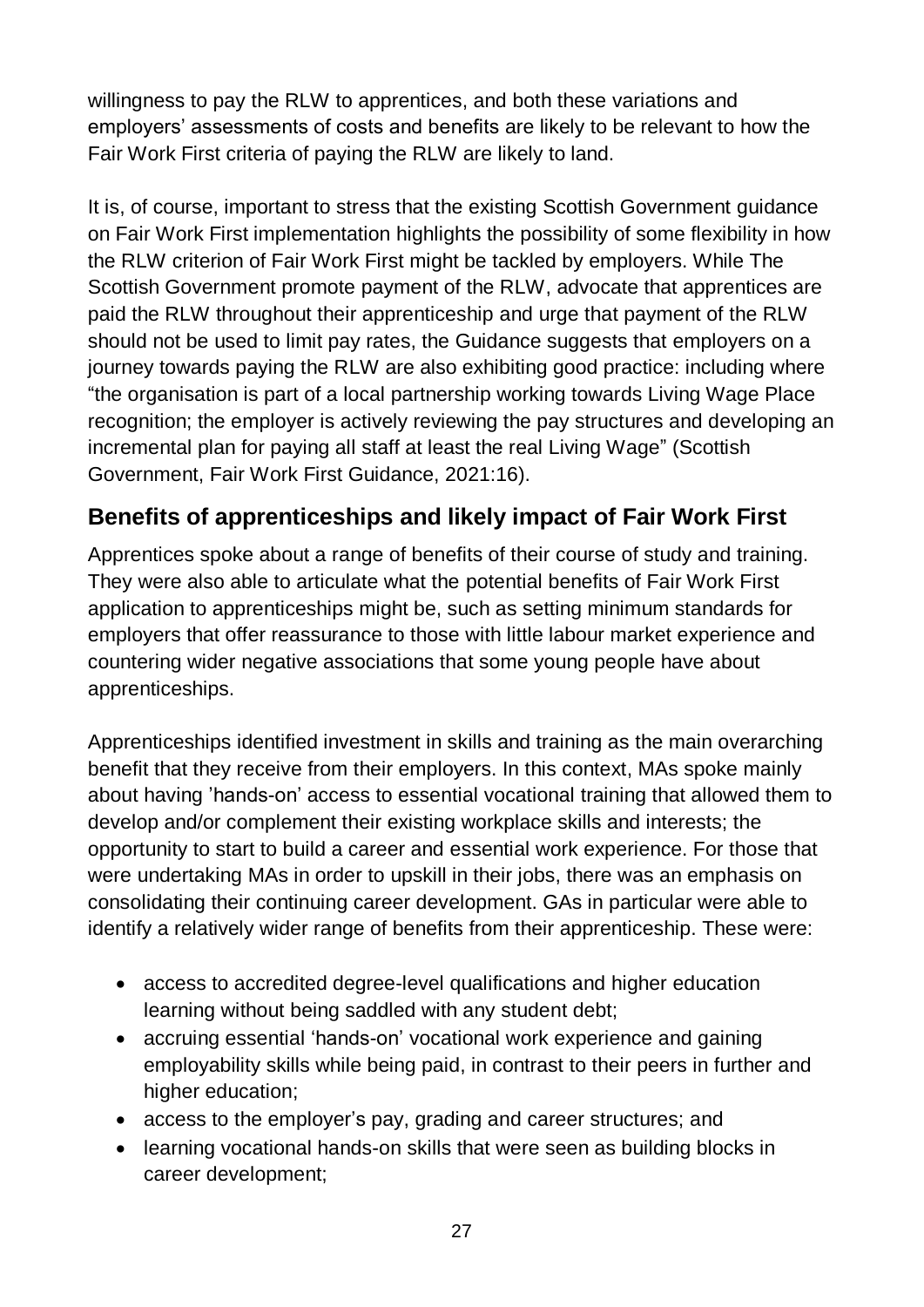willingness to pay the RLW to apprentices, and both these variations and employers' assessments of costs and benefits are likely to be relevant to how the Fair Work First criteria of paying the RLW are likely to land.

It is, of course, important to stress that the existing Scottish Government guidance on Fair Work First implementation highlights the possibility of some flexibility in how the RLW criterion of Fair Work First might be tackled by employers. While The Scottish Government promote payment of the RLW, advocate that apprentices are paid the RLW throughout their apprenticeship and urge that payment of the RLW should not be used to limit pay rates, the Guidance suggests that employers on a journey towards paying the RLW are also exhibiting good practice: including where "the organisation is part of a local partnership working towards Living Wage Place recognition; the employer is actively reviewing the pay structures and developing an incremental plan for paying all staff at least the real Living Wage" (Scottish Government, Fair Work First Guidance, 2021:16).

## Benefits of apprenticeships and likely impact of Fair Work First

Apprentices spoke about a range of benefits of their course of study and training. They were also able to articulate what the potential benefits of Fair Work First application to apprenticeships might be, such as setting minimum standards for employers that offer reassurance to those with little labour market experience and countering wider negative associations that some young people have about apprenticeships.

Apprenticeships identified investment in skills and training as the main overarching benefit that they receive from their employers. In this context, MAs spoke mainly about having 'hands-on' access to essential vocational training that allowed them to develop and/or complement their existing workplace skills and interests; the opportunity to start to build a career and essential work experience. For those that were undertaking MAs in order to upskill in their jobs, there was an emphasis on consolidating their continuing career development. GAs in particular were able to identify a relatively wider range of benefits from their apprenticeship. These were:

- access to accredited degree-level qualifications and higher education learning without being saddled with any student debt;
- accruing essential 'hands-on' vocational work experience and gaining employability skills while being paid, in contrast to their peers in further and higher education;
- access to the employer's pay, grading and career structures; and
- learning vocational hands-on skills that were seen as building blocks in career development;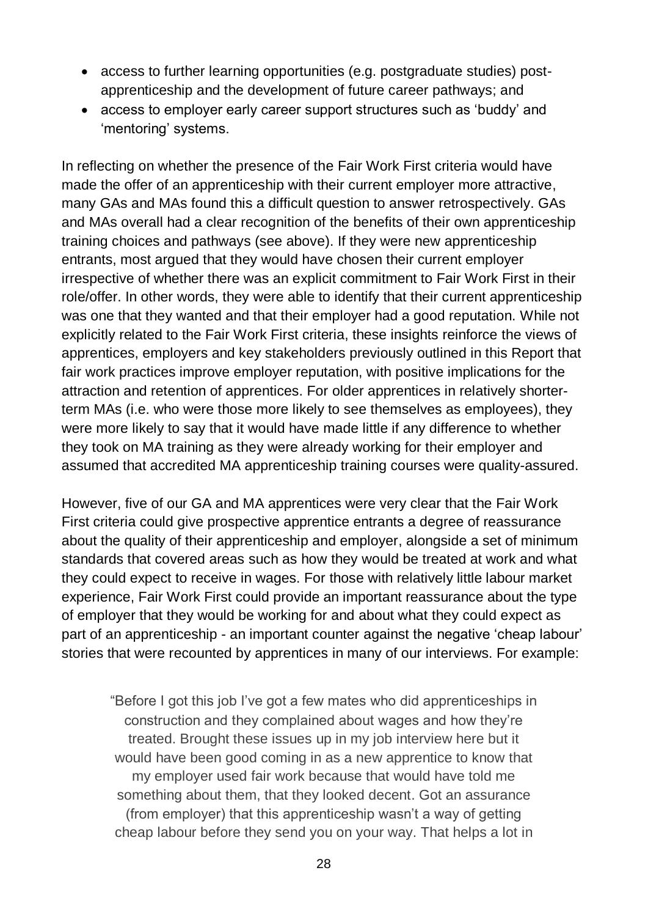- access to further learning opportunities (e.g. postgraduate studies) post-apprenticeship and the development of future career pathways; and
- access to employer early career support structures such as 'buddy' and 'mentoring' systems.

In reflecting on whether the presence of the Fair Work First criteria would have made the offer of an apprenticeship with their current employer more attractive, many GAs and MAs found this a difficult question to answer retrospectively. GAs and MAs overall had a clear recognition of the benefits of their own apprenticeship training choices and pathways (see above). If they were new apprenticeship entrants, most argued that they would have chosen their current employer irrespective of whether there was an explicit commitment to Fair Work First in their role/offer. In other words, they were able to identify that their current apprenticeship was one that they wanted and that their employer had a good reputation. While not explicitly related to the Fair Work First criteria, these insights reinforce the views of apprentices, employers and key stakeholders previously outlined in this Report that fair work practices improve employer reputation, with positive implications for the attraction and retention of apprentices. For older apprentices in relatively shorter-term MAs (i.e. who were those more likely to see themselves as employees), they were more likely to say that it would have made little if any difference to whether they took on MA training as they were already working for their employer and assumed that accredited MA apprenticeship training courses were quality-assured.

However, five of our GA and MA apprentices were very clear that the Fair Work First criteria could give prospective apprentice entrants a degree of reassurance about the quality of their apprenticeship and employer, alongside a set of minimum standards that covered areas such as how they would be treated at work and what they could expect to receive in wages. For those with relatively little labour market experience, Fair Work First could provide an important reassurance about the type of employer that they would be working for and about what they could expect as part of an apprenticeship - an important counter against the negative 'cheap labour' stories that were recounted by apprentices in many of our interviews. For example:

> "Before I got this job I've got a few mates who did apprenticeships in construction and they complained about wages and how they're treated. Brought these issues up in my job interview here but it would have been good coming in as a new apprentice to know that my employer used fair work because that would have told me something about them, that they looked decent. Got an assurance (from employer) that this apprenticeship wasn't a way of getting cheap labour before they send you on your way. That helps a lot in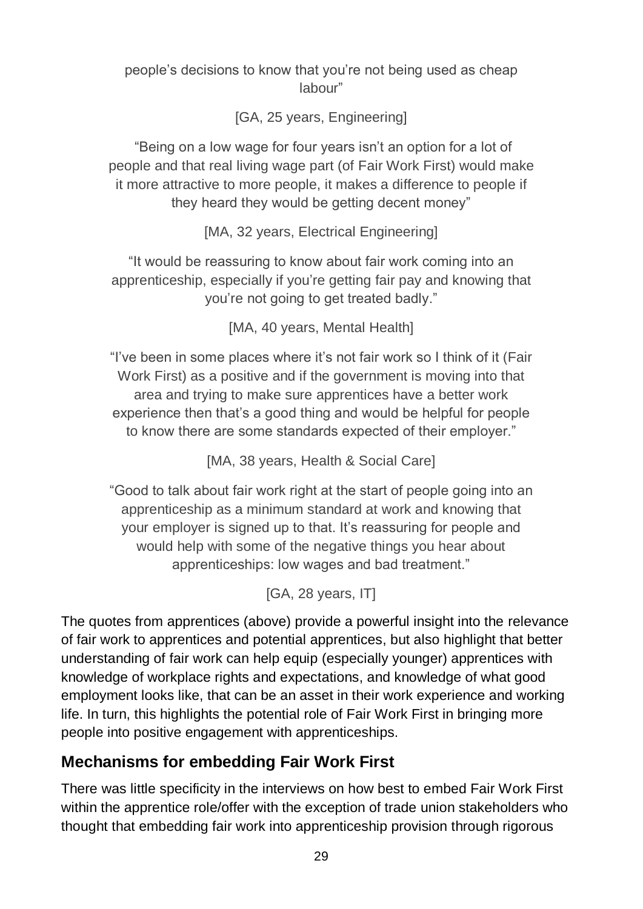people's decisions to know that you're not being used as cheap labour"

[GA, 25 years, Engineering]

"Being on a low wage for four years isn't an option for a lot of people and that real living wage part (of Fair Work First) would make it more attractive to more people, it makes a difference to people if they heard they would be getting decent money"

[MA, 32 years, Electrical Engineering]

"It would be reassuring to know about fair work coming into an apprenticeship, especially if you're getting fair pay and knowing that you're not going to get treated badly."

[MA, 40 years, Mental Health]

"I've been in some places where it's not fair work so I think of it (Fair Work First) as a positive and if the government is moving into that area and trying to make sure apprentices have a better work experience then that's a good thing and would be helpful for people to know there are some standards expected of their employer."

[MA, 38 years, Health & Social Care]

"Good to talk about fair work right at the start of people going into an apprenticeship as a minimum standard at work and knowing that your employer is signed up to that. It's reassuring for people and would help with some of the negative things you hear about apprenticeships: low wages and bad treatment."

[GA, 28 years, IT]

The quotes from apprentices (above) provide a powerful insight into the relevance of fair work to apprentices and potential apprentices, but also highlight that better understanding of fair work can help equip (especially younger) apprentices with knowledge of workplace rights and expectations, and knowledge of what good employment looks like, that can be an asset in their work experience and working life. In turn, this highlights the potential role of Fair Work First in bringing more people into positive engagement with apprenticeships.

## Mechanisms for embedding Fair Work First

There was little specificity in the interviews on how best to embed Fair Work First within the apprentice role/offer with the exception of trade union stakeholders who thought that embedding fair work into apprenticeship provision through rigorous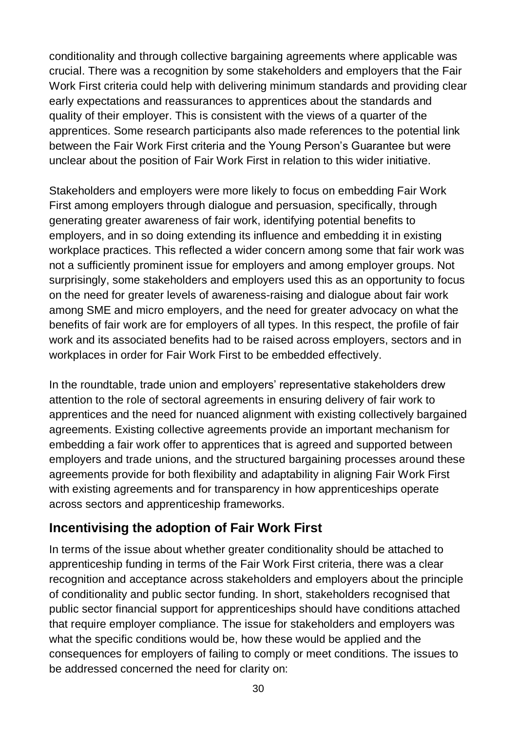conditionality and through collective bargaining agreements where applicable was crucial. There was a recognition by some stakeholders and employers that the Fair Work First criteria could help with delivering minimum standards and providing clear early expectations and reassurances to apprentices about the standards and quality of their employer. This is consistent with the views of a quarter of the apprentices. Some research participants also made references to the potential link between the Fair Work First criteria and the Young Person's Guarantee but were unclear about the position of Fair Work First in relation to this wider initiative.

Stakeholders and employers were more likely to focus on embedding Fair Work First among employers through dialogue and persuasion, specifically, through generating greater awareness of fair work, identifying potential benefits to employers, and in so doing extending its influence and embedding it in existing workplace practices. This reflected a wider concern among some that fair work was not a sufficiently prominent issue for employers and among employer groups. Not surprisingly, some stakeholders and employers used this as an opportunity to focus on the need for greater levels of awareness-raising and dialogue about fair work among SME and micro employers, and the need for greater advocacy on what the benefits of fair work are for employers of all types. In this respect, the profile of fair work and its associated benefits had to be raised across employers, sectors and in workplaces in order for Fair Work First to be embedded effectively.

In the roundtable, trade union and employers' representative stakeholders drew attention to the role of sectoral agreements in ensuring delivery of fair work to apprentices and the need for nuanced alignment with existing collectively bargained agreements. Existing collective agreements provide an important mechanism for embedding a fair work offer to apprentices that is agreed and supported between employers and trade unions, and the structured bargaining processes around these agreements provide for both flexibility and adaptability in aligning Fair Work First with existing agreements and for transparency in how apprenticeships operate across sectors and apprenticeship frameworks.

## Incentivising the adoption of Fair Work First

In terms of the issue about whether greater conditionality should be attached to apprenticeship funding in terms of the Fair Work First criteria, there was a clear recognition and acceptance across stakeholders and employers about the principle of conditionality and public sector funding. In short, stakeholders recognised that public sector financial support for apprenticeships should have conditions attached that require employer compliance. The issue for stakeholders and employers was what the specific conditions would be, how these would be applied and the consequences for employers of failing to comply or meet conditions. The issues to be addressed concerned the need for clarity on: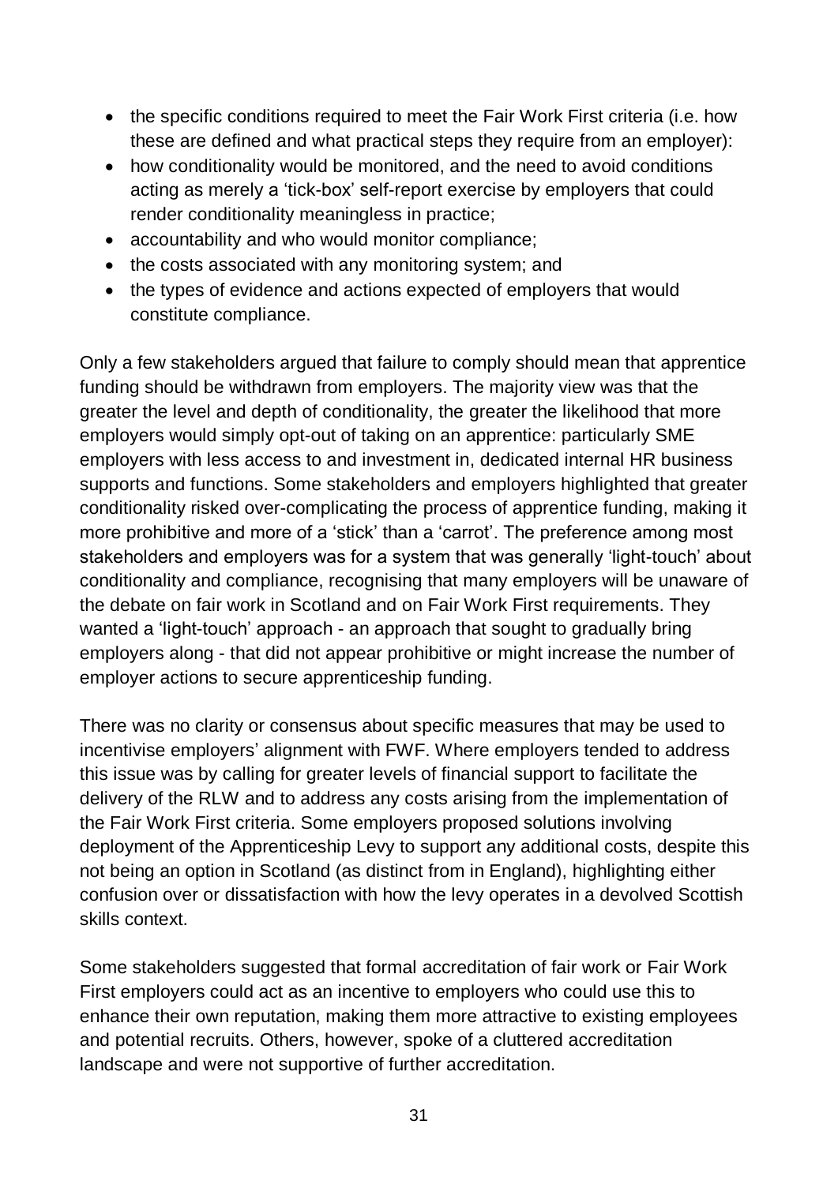- the specific conditions required to meet the Fair Work First criteria (i.e. how these are defined and what practical steps they require from an employer):
- how conditionality would be monitored, and the need to avoid conditions acting as merely a 'tick-box' self-report exercise by employers that could render conditionality meaningless in practice;
- accountability and who would monitor compliance;
- the costs associated with any monitoring system; and
- the types of evidence and actions expected of employers that would constitute compliance.

Only a few stakeholders argued that failure to comply should mean that apprentice funding should be withdrawn from employers. The majority view was that the greater the level and depth of conditionality, the greater the likelihood that more employers would simply opt-out of taking on an apprentice: particularly SME employers with less access to and investment in, dedicated internal HR business supports and functions. Some stakeholders and employers highlighted that greater conditionality risked over-complicating the process of apprentice funding, making it more prohibitive and more of a 'stick' than a 'carrot'. The preference among most stakeholders and employers was for a system that was generally 'light-touch' about conditionality and compliance, recognising that many employers will be unaware of the debate on fair work in Scotland and on Fair Work First requirements. They wanted a 'light-touch' approach - an approach that sought to gradually bring employers along - that did not appear prohibitive or might increase the number of employer actions to secure apprenticeship funding.

There was no clarity or consensus about specific measures that may be used to incentivise employers' alignment with FWF. Where employers tended to address this issue was by calling for greater levels of financial support to facilitate the delivery of the RLW and to address any costs arising from the implementation of the Fair Work First criteria. Some employers proposed solutions involving deployment of the Apprenticeship Levy to support any additional costs, despite this not being an option in Scotland (as distinct from in England), highlighting either confusion over or dissatisfaction with how the levy operates in a devolved Scottish skills context.

Some stakeholders suggested that formal accreditation of fair work or Fair Work First employers could act as an incentive to employers who could use this to enhance their own reputation, making them more attractive to existing employees and potential recruits. Others, however, spoke of a cluttered accreditation landscape and were not supportive of further accreditation.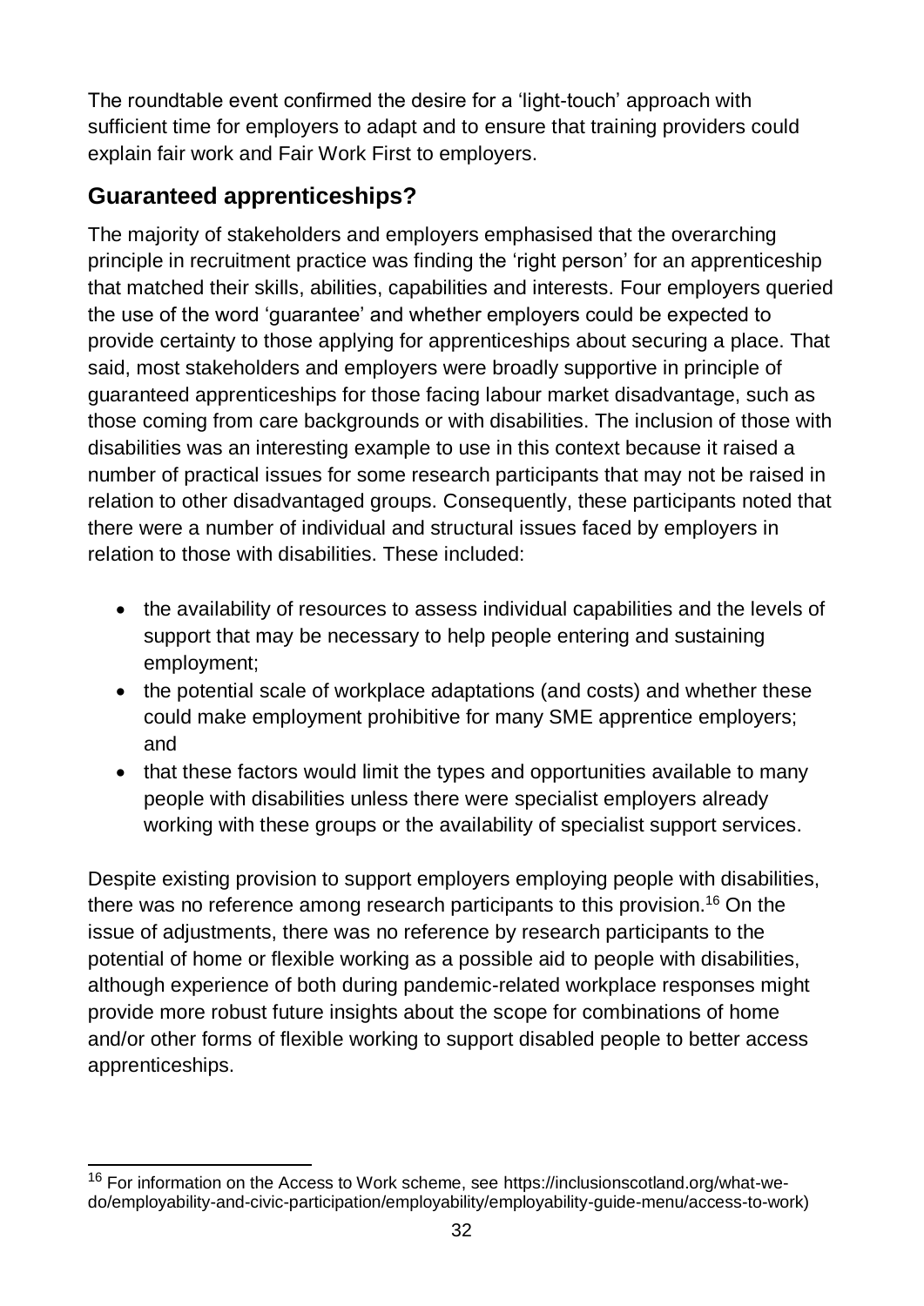The roundtable event confirmed the desire for a 'light-touch' approach with sufficient time for employers to adapt and to ensure that training providers could explain fair work and Fair Work First to employers.

## Guaranteed apprenticeships?

The majority of stakeholders and employers emphasised that the overarching principle in recruitment practice was finding the 'right person' for an apprenticeship that matched their skills, abilities, capabilities and interests. Four employers queried the use of the word 'guarantee' and whether employers could be expected to provide certainty to those applying for apprenticeships about securing a place. That said, most stakeholders and employers were broadly supportive in principle of guaranteed apprenticeships for those facing labour market disadvantage, such as those coming from care backgrounds or with disabilities. The inclusion of those with disabilities was an interesting example to use in this context because it raised a number of practical issues for some research participants that may not be raised in relation to other disadvantaged groups. Consequently, these participants noted that there were a number of individual and structural issues faced by employers in relation to those with disabilities. These included:

- the availability of resources to assess individual capabilities and the levels of support that may be necessary to help people entering and sustaining employment;
- the potential scale of workplace adaptations (and costs) and whether these could make employment prohibitive for many SME apprentice employers; and
- that these factors would limit the types and opportunities available to many people with disabilities unless there were specialist employers already working with these groups or the availability of specialist support services.

Despite existing provision to support employers employing people with disabilities, there was no reference among research participants to this provision.[16] On the issue of adjustments, there was no reference by research participants to the potential of home or flexible working as a possible aid to people with disabilities, although experience of both during pandemic-related workplace responses might provide more robust future insights about the scope for combinations of home and/or other forms of flexible working to support disabled people to better access apprenticeships.

[16] For information on the Access to Work scheme, see https://inclusionscotland.org/what-we-do/employability-and-civic-participation/employability/employability-guide-menu/access-to-work)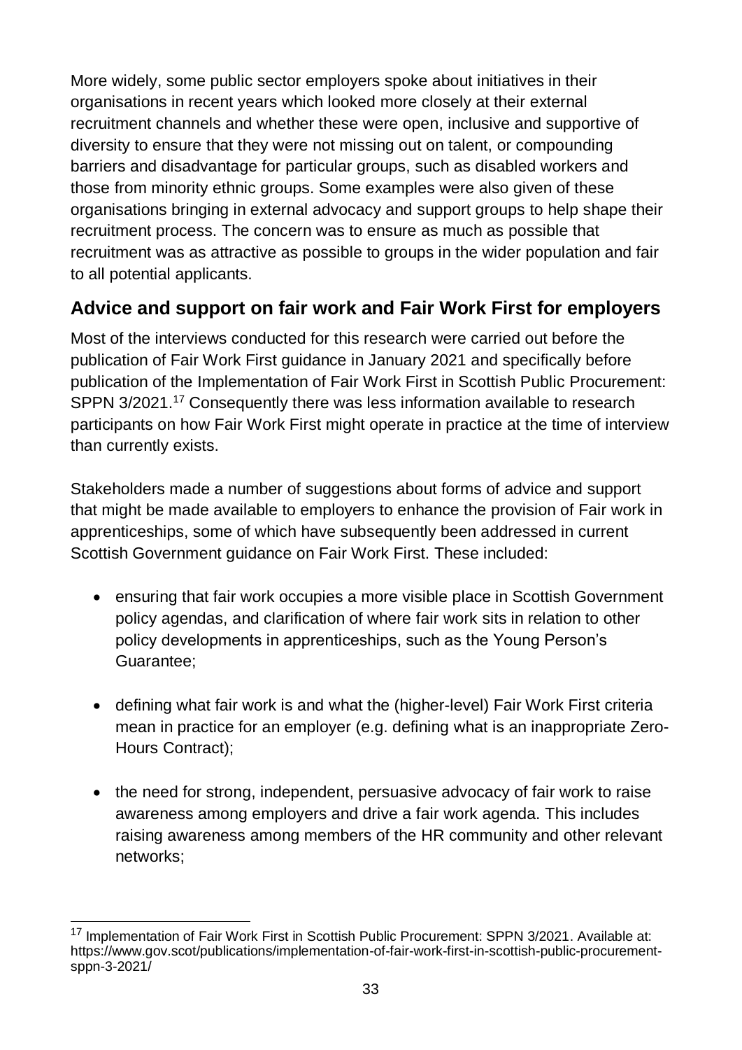More widely, some public sector employers spoke about initiatives in their organisations in recent years which looked more closely at their external recruitment channels and whether these were open, inclusive and supportive of diversity to ensure that they were not missing out on talent, or compounding barriers and disadvantage for particular groups, such as disabled workers and those from minority ethnic groups. Some examples were also given of these organisations bringing in external advocacy and support groups to help shape their recruitment process. The concern was to ensure as much as possible that recruitment was as attractive as possible to groups in the wider population and fair to all potential applicants.

## Advice and support on fair work and Fair Work First for employers

Most of the interviews conducted for this research were carried out before the publication of Fair Work First guidance in January 2021 and specifically before publication of the Implementation of Fair Work First in Scottish Public Procurement: SPPN 3/2021.[17] Consequently there was less information available to research participants on how Fair Work First might operate in practice at the time of interview than currently exists.

Stakeholders made a number of suggestions about forms of advice and support that might be made available to employers to enhance the provision of Fair work in apprenticeships, some of which have subsequently been addressed in current Scottish Government guidance on Fair Work First. These included:

- ensuring that fair work occupies a more visible place in Scottish Government policy agendas, and clarification of where fair work sits in relation to other policy developments in apprenticeships, such as the Young Person's Guarantee;
- defining what fair work is and what the (higher-level) Fair Work First criteria mean in practice for an employer (e.g. defining what is an inappropriate Zero-Hours Contract);
- the need for strong, independent, persuasive advocacy of fair work to raise awareness among employers and drive a fair work agenda. This includes raising awareness among members of the HR community and other relevant networks;

[17] Implementation of Fair Work First in Scottish Public Procurement: SPPN 3/2021. Available at: https://www.gov.scot/publications/implementation-of-fair-work-first-in-scottish-public-procurement-sppn-3-2021/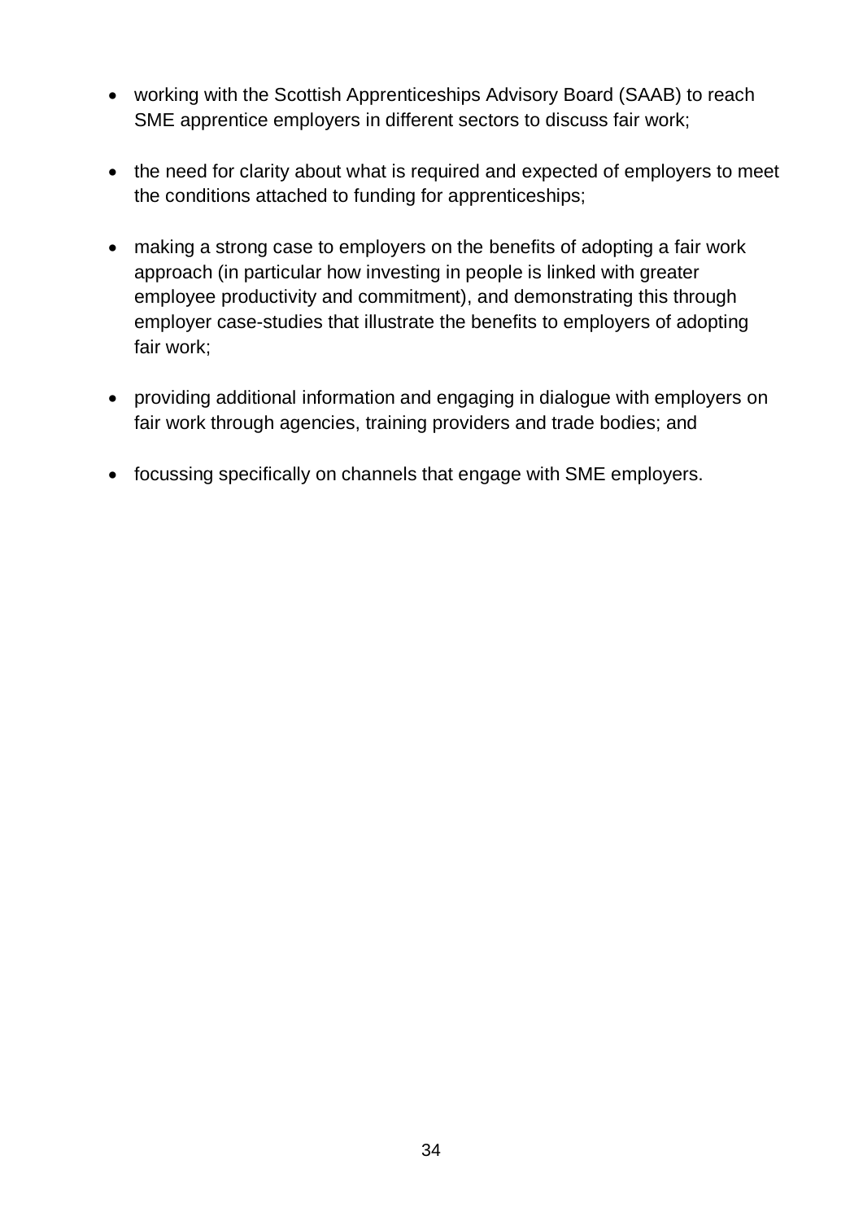- working with the Scottish Apprenticeships Advisory Board (SAAB) to reach SME apprentice employers in different sectors to discuss fair work;

- the need for clarity about what is required and expected of employers to meet the conditions attached to funding for apprenticeships;

- making a strong case to employers on the benefits of adopting a fair work approach (in particular how investing in people is linked with greater employee productivity and commitment), and demonstrating this through employer case-studies that illustrate the benefits to employers of adopting fair work;

- providing additional information and engaging in dialogue with employers on fair work through agencies, training providers and trade bodies; and

- focussing specifically on channels that engage with SME employers.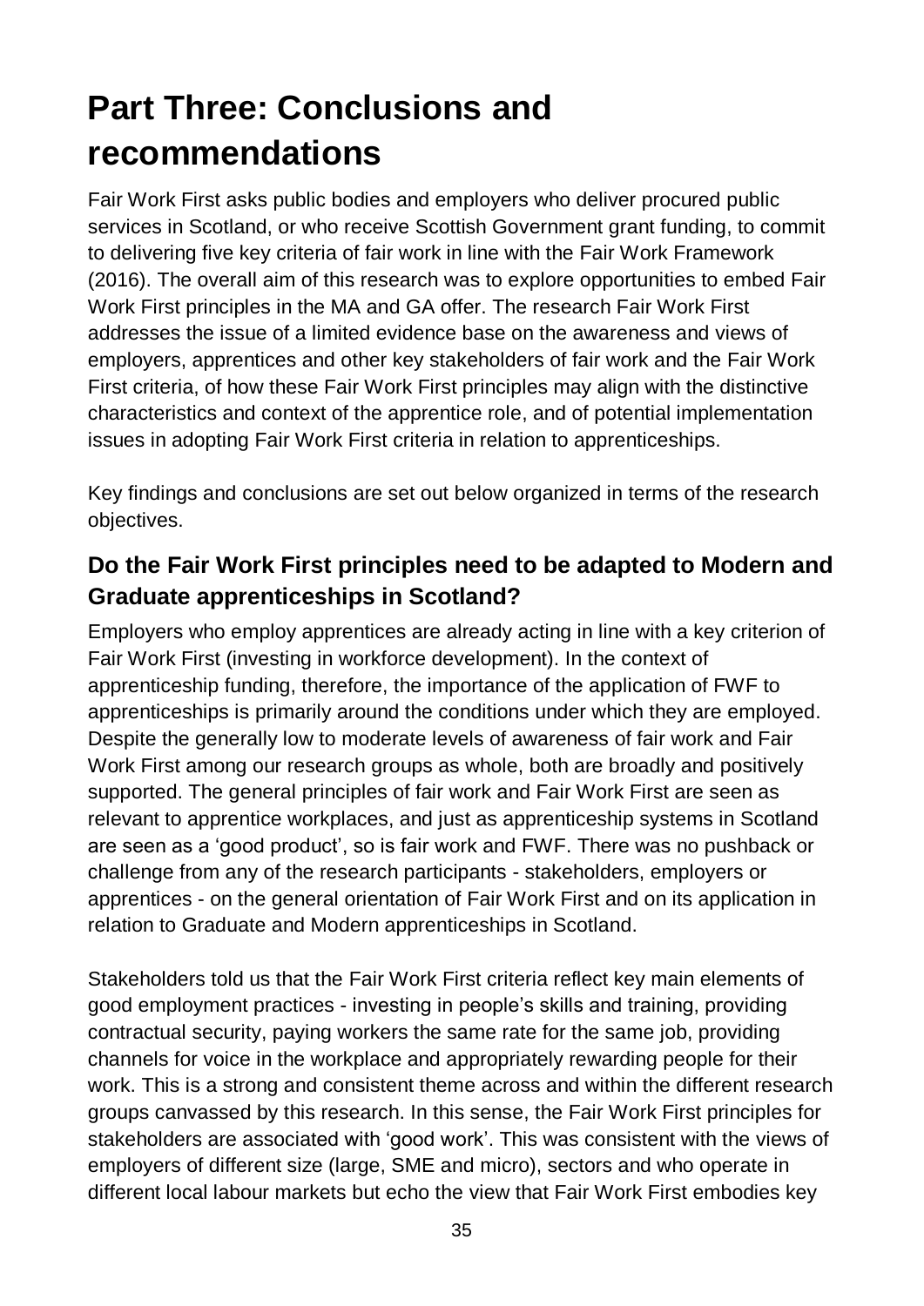# Part Three: Conclusions and recommendations

Fair Work First asks public bodies and employers who deliver procured public services in Scotland, or who receive Scottish Government grant funding, to commit to delivering five key criteria of fair work in line with the Fair Work Framework (2016). The overall aim of this research was to explore opportunities to embed Fair Work First principles in the MA and GA offer. The research Fair Work First addresses the issue of a limited evidence base on the awareness and views of employers, apprentices and other key stakeholders of fair work and the Fair Work First criteria, of how these Fair Work First principles may align with the distinctive characteristics and context of the apprentice role, and of potential implementation issues in adopting Fair Work First criteria in relation to apprenticeships.

Key findings and conclusions are set out below organized in terms of the research objectives.

## Do the Fair Work First principles need to be adapted to Modern and Graduate apprenticeships in Scotland?

Employers who employ apprentices are already acting in line with a key criterion of Fair Work First (investing in workforce development). In the context of apprenticeship funding, therefore, the importance of the application of FWF to apprenticeships is primarily around the conditions under which they are employed. Despite the generally low to moderate levels of awareness of fair work and Fair Work First among our research groups as whole, both are broadly and positively supported. The general principles of fair work and Fair Work First are seen as relevant to apprentice workplaces, and just as apprenticeship systems in Scotland are seen as a 'good product', so is fair work and FWF. There was no pushback or challenge from any of the research participants - stakeholders, employers or apprentices - on the general orientation of Fair Work First and on its application in relation to Graduate and Modern apprenticeships in Scotland.

Stakeholders told us that the Fair Work First criteria reflect key main elements of good employment practices - investing in people's skills and training, providing contractual security, paying workers the same rate for the same job, providing channels for voice in the workplace and appropriately rewarding people for their work. This is a strong and consistent theme across and within the different research groups canvassed by this research. In this sense, the Fair Work First principles for stakeholders are associated with 'good work'. This was consistent with the views of employers of different size (large, SME and micro), sectors and who operate in different local labour markets but echo the view that Fair Work First embodies key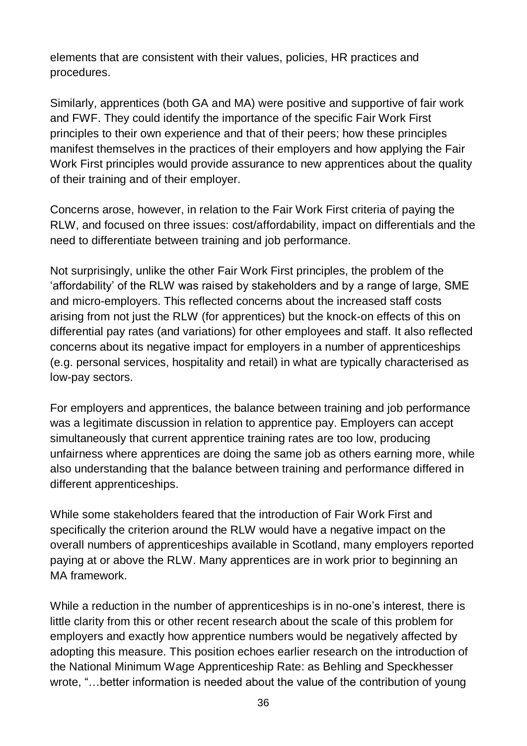elements that are consistent with their values, policies, HR practices and procedures.

Similarly, apprentices (both GA and MA) were positive and supportive of fair work and FWF. They could identify the importance of the specific Fair Work First principles to their own experience and that of their peers; how these principles manifest themselves in the practices of their employers and how applying the Fair Work First principles would provide assurance to new apprentices about the quality of their training and of their employer.

Concerns arose, however, in relation to the Fair Work First criteria of paying the RLW, and focused on three issues: cost/affordability, impact on differentials and the need to differentiate between training and job performance.

Not surprisingly, unlike the other Fair Work First principles, the problem of the 'affordability' of the RLW was raised by stakeholders and by a range of large, SME and micro-employers. This reflected concerns about the increased staff costs arising from not just the RLW (for apprentices) but the knock-on effects of this on differential pay rates (and variations) for other employees and staff. It also reflected concerns about its negative impact for employers in a number of apprenticeships (e.g. personal services, hospitality and retail) in what are typically characterised as low-pay sectors.

For employers and apprentices, the balance between training and job performance was a legitimate discussion in relation to apprentice pay. Employers can accept simultaneously that current apprentice training rates are too low, producing unfairness where apprentices are doing the same job as others earning more, while also understanding that the balance between training and performance differed in different apprenticeships.

While some stakeholders feared that the introduction of Fair Work First and specifically the criterion around the RLW would have a negative impact on the overall numbers of apprenticeships available in Scotland, many employers reported paying at or above the RLW. Many apprentices are in work prior to beginning an MA framework.

While a reduction in the number of apprenticeships is in no-one's interest, there is little clarity from this or other recent research about the scale of this problem for employers and exactly how apprentice numbers would be negatively affected by adopting this measure. This position echoes earlier research on the introduction of the National Minimum Wage Apprenticeship Rate: as Behling and Speckhesser wrote, "…better information is needed about the value of the contribution of young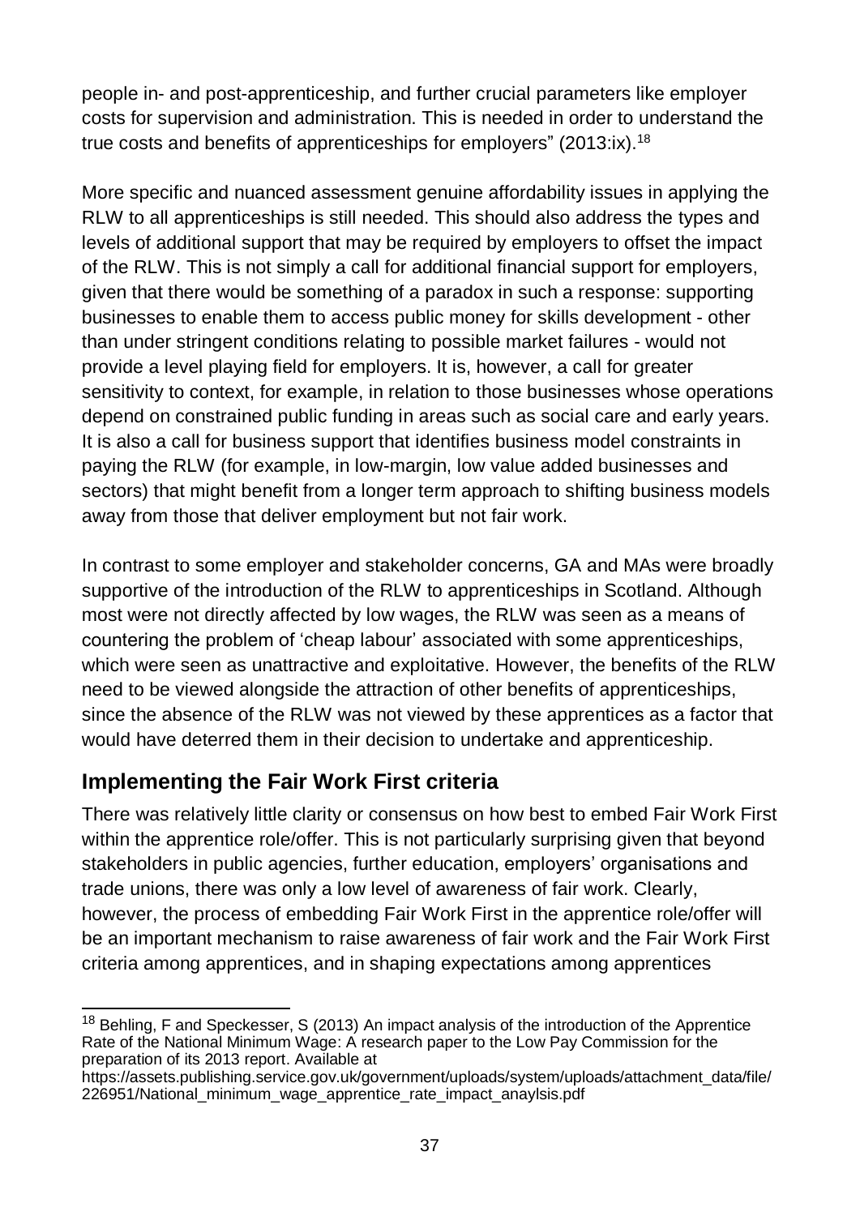people in- and post-apprenticeship, and further crucial parameters like employer costs for supervision and administration. This is needed in order to understand the true costs and benefits of apprenticeships for employers" (2013:ix).[18]

More specific and nuanced assessment genuine affordability issues in applying the RLW to all apprenticeships is still needed. This should also address the types and levels of additional support that may be required by employers to offset the impact of the RLW. This is not simply a call for additional financial support for employers, given that there would be something of a paradox in such a response: supporting businesses to enable them to access public money for skills development - other than under stringent conditions relating to possible market failures - would not provide a level playing field for employers. It is, however, a call for greater sensitivity to context, for example, in relation to those businesses whose operations depend on constrained public funding in areas such as social care and early years. It is also a call for business support that identifies business model constraints in paying the RLW (for example, in low-margin, low value added businesses and sectors) that might benefit from a longer term approach to shifting business models away from those that deliver employment but not fair work.

In contrast to some employer and stakeholder concerns, GA and MAs were broadly supportive of the introduction of the RLW to apprenticeships in Scotland. Although most were not directly affected by low wages, the RLW was seen as a means of countering the problem of 'cheap labour' associated with some apprenticeships, which were seen as unattractive and exploitative. However, the benefits of the RLW need to be viewed alongside the attraction of other benefits of apprenticeships, since the absence of the RLW was not viewed by these apprentices as a factor that would have deterred them in their decision to undertake and apprenticeship.

## Implementing the Fair Work First criteria

There was relatively little clarity or consensus on how best to embed Fair Work First within the apprentice role/offer. This is not particularly surprising given that beyond stakeholders in public agencies, further education, employers' organisations and trade unions, there was only a low level of awareness of fair work. Clearly, however, the process of embedding Fair Work First in the apprentice role/offer will be an important mechanism to raise awareness of fair work and the Fair Work First criteria among apprentices, and in shaping expectations among apprentices

[18] Behling, F and Speckesser, S (2013) An impact analysis of the introduction of the Apprentice Rate of the National Minimum Wage: A research paper to the Low Pay Commission for the preparation of its 2013 report. Available at https://assets.publishing.service.gov.uk/government/uploads/system/uploads/attachment_data/file/226951/National_minimum_wage_apprentice_rate_impact_anaylsis.pdf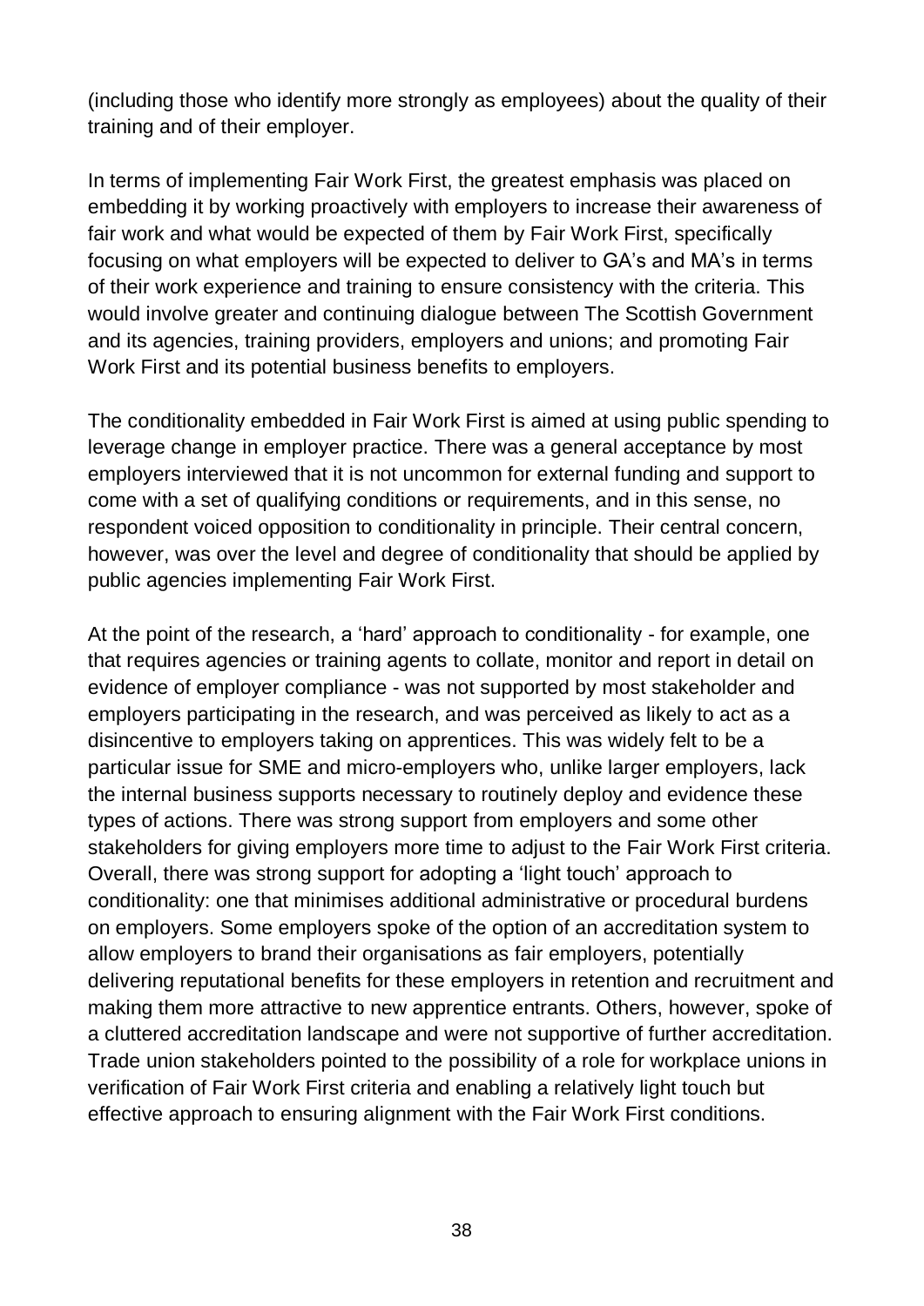(including those who identify more strongly as employees) about the quality of their training and of their employer.

In terms of implementing Fair Work First, the greatest emphasis was placed on embedding it by working proactively with employers to increase their awareness of fair work and what would be expected of them by Fair Work First, specifically focusing on what employers will be expected to deliver to GA's and MA's in terms of their work experience and training to ensure consistency with the criteria. This would involve greater and continuing dialogue between The Scottish Government and its agencies, training providers, employers and unions; and promoting Fair Work First and its potential business benefits to employers.

The conditionality embedded in Fair Work First is aimed at using public spending to leverage change in employer practice. There was a general acceptance by most employers interviewed that it is not uncommon for external funding and support to come with a set of qualifying conditions or requirements, and in this sense, no respondent voiced opposition to conditionality in principle. Their central concern, however, was over the level and degree of conditionality that should be applied by public agencies implementing Fair Work First.

At the point of the research, a 'hard' approach to conditionality - for example, one that requires agencies or training agents to collate, monitor and report in detail on evidence of employer compliance - was not supported by most stakeholder and employers participating in the research, and was perceived as likely to act as a disincentive to employers taking on apprentices. This was widely felt to be a particular issue for SME and micro-employers who, unlike larger employers, lack the internal business supports necessary to routinely deploy and evidence these types of actions. There was strong support from employers and some other stakeholders for giving employers more time to adjust to the Fair Work First criteria. Overall, there was strong support for adopting a 'light touch' approach to conditionality: one that minimises additional administrative or procedural burdens on employers. Some employers spoke of the option of an accreditation system to allow employers to brand their organisations as fair employers, potentially delivering reputational benefits for these employers in retention and recruitment and making them more attractive to new apprentice entrants. Others, however, spoke of a cluttered accreditation landscape and were not supportive of further accreditation. Trade union stakeholders pointed to the possibility of a role for workplace unions in verification of Fair Work First criteria and enabling a relatively light touch but effective approach to ensuring alignment with the Fair Work First conditions.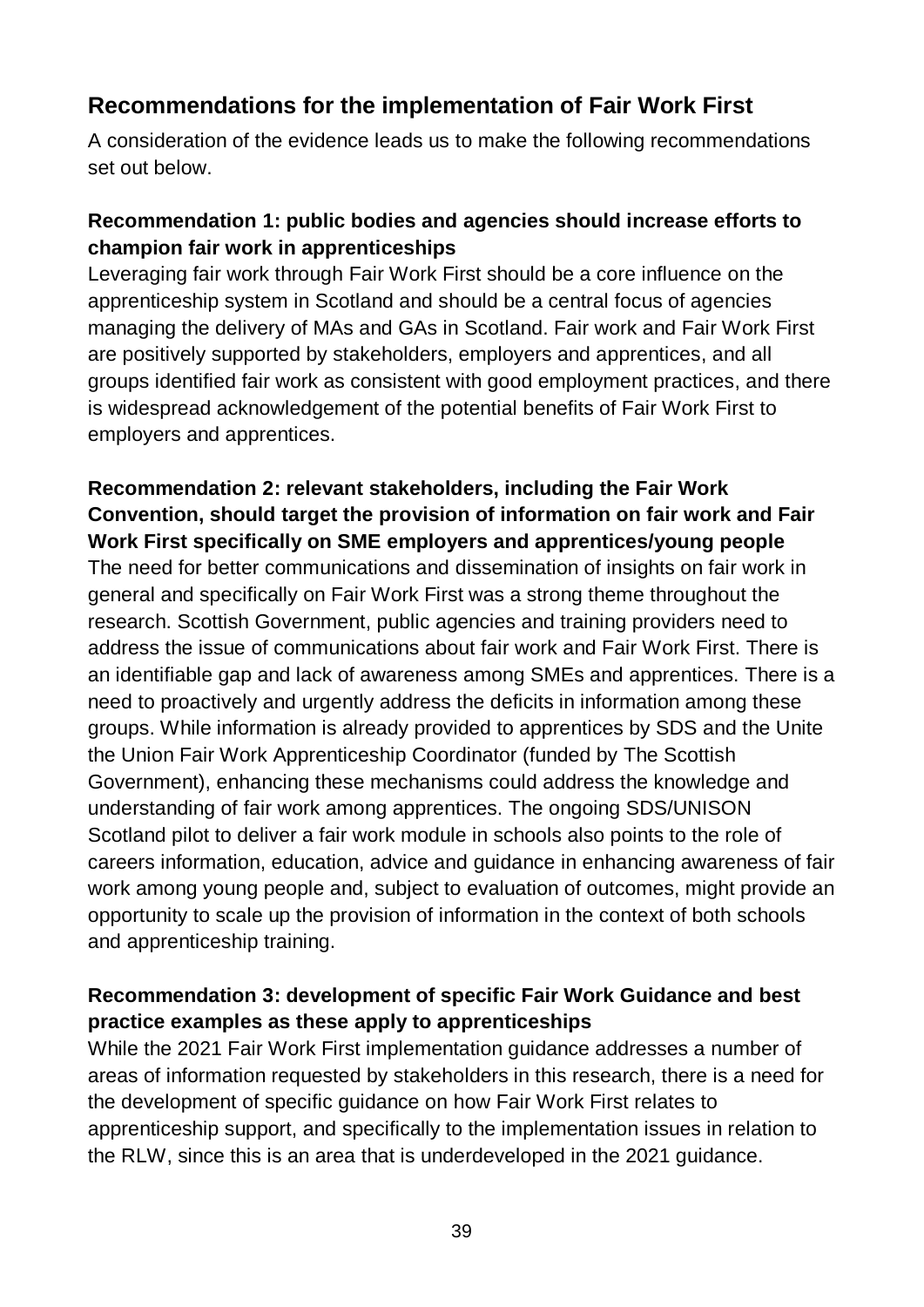## Recommendations for the implementation of Fair Work First

A consideration of the evidence leads us to make the following recommendations set out below.

**Recommendation 1: public bodies and agencies should increase efforts to champion fair work in apprenticeships**

Leveraging fair work through Fair Work First should be a core influence on the apprenticeship system in Scotland and should be a central focus of agencies managing the delivery of MAs and GAs in Scotland. Fair work and Fair Work First are positively supported by stakeholders, employers and apprentices, and all groups identified fair work as consistent with good employment practices, and there is widespread acknowledgement of the potential benefits of Fair Work First to employers and apprentices.

**Recommendation 2: relevant stakeholders, including the Fair Work Convention, should target the provision of information on fair work and Fair Work First specifically on SME employers and apprentices/young people**

The need for better communications and dissemination of insights on fair work in general and specifically on Fair Work First was a strong theme throughout the research. Scottish Government, public agencies and training providers need to address the issue of communications about fair work and Fair Work First. There is an identifiable gap and lack of awareness among SMEs and apprentices. There is a need to proactively and urgently address the deficits in information among these groups. While information is already provided to apprentices by SDS and the Unite the Union Fair Work Apprenticeship Coordinator (funded by The Scottish Government), enhancing these mechanisms could address the knowledge and understanding of fair work among apprentices. The ongoing SDS/UNISON Scotland pilot to deliver a fair work module in schools also points to the role of careers information, education, advice and guidance in enhancing awareness of fair work among young people and, subject to evaluation of outcomes, might provide an opportunity to scale up the provision of information in the context of both schools and apprenticeship training.

**Recommendation 3: development of specific Fair Work Guidance and best practice examples as these apply to apprenticeships**

While the 2021 Fair Work First implementation guidance addresses a number of areas of information requested by stakeholders in this research, there is a need for the development of specific guidance on how Fair Work First relates to apprenticeship support, and specifically to the implementation issues in relation to the RLW, since this is an area that is underdeveloped in the 2021 guidance.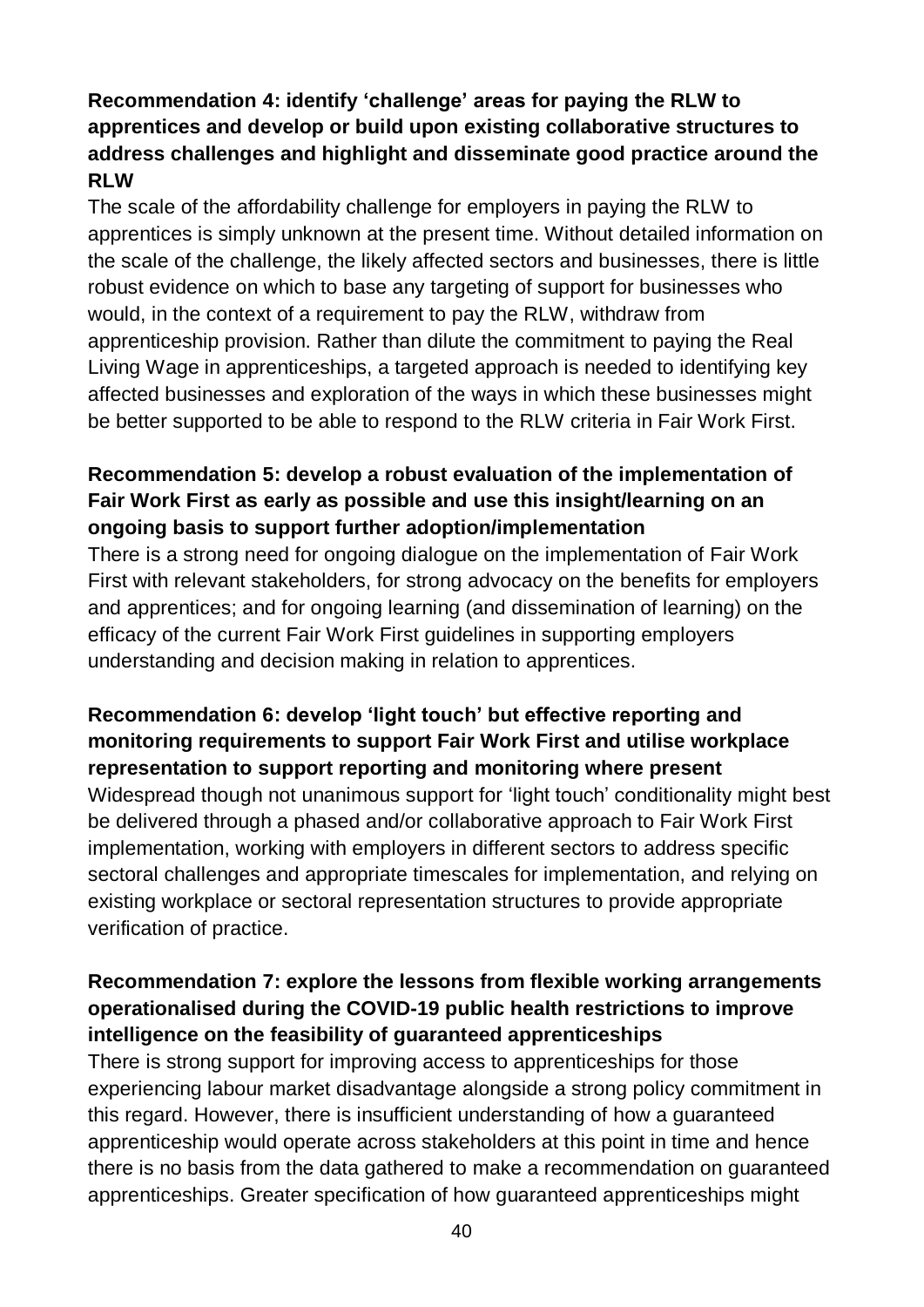**Recommendation 4: identify 'challenge' areas for paying the RLW to apprentices and develop or build upon existing collaborative structures to address challenges and highlight and disseminate good practice around the RLW**

The scale of the affordability challenge for employers in paying the RLW to apprentices is simply unknown at the present time. Without detailed information on the scale of the challenge, the likely affected sectors and businesses, there is little robust evidence on which to base any targeting of support for businesses who would, in the context of a requirement to pay the RLW, withdraw from apprenticeship provision. Rather than dilute the commitment to paying the Real Living Wage in apprenticeships, a targeted approach is needed to identifying key affected businesses and exploration of the ways in which these businesses might be better supported to be able to respond to the RLW criteria in Fair Work First.

**Recommendation 5: develop a robust evaluation of the implementation of Fair Work First as early as possible and use this insight/learning on an ongoing basis to support further adoption/implementation**

There is a strong need for ongoing dialogue on the implementation of Fair Work First with relevant stakeholders, for strong advocacy on the benefits for employers and apprentices; and for ongoing learning (and dissemination of learning) on the efficacy of the current Fair Work First guidelines in supporting employers understanding and decision making in relation to apprentices.

**Recommendation 6: develop 'light touch' but effective reporting and monitoring requirements to support Fair Work First and utilise workplace representation to support reporting and monitoring where present**

Widespread though not unanimous support for 'light touch' conditionality might best be delivered through a phased and/or collaborative approach to Fair Work First implementation, working with employers in different sectors to address specific sectoral challenges and appropriate timescales for implementation, and relying on existing workplace or sectoral representation structures to provide appropriate verification of practice.

**Recommendation 7: explore the lessons from flexible working arrangements operationalised during the COVID-19 public health restrictions to improve intelligence on the feasibility of guaranteed apprenticeships**

There is strong support for improving access to apprenticeships for those experiencing labour market disadvantage alongside a strong policy commitment in this regard. However, there is insufficient understanding of how a guaranteed apprenticeship would operate across stakeholders at this point in time and hence there is no basis from the data gathered to make a recommendation on guaranteed apprenticeships. Greater specification of how guaranteed apprenticeships might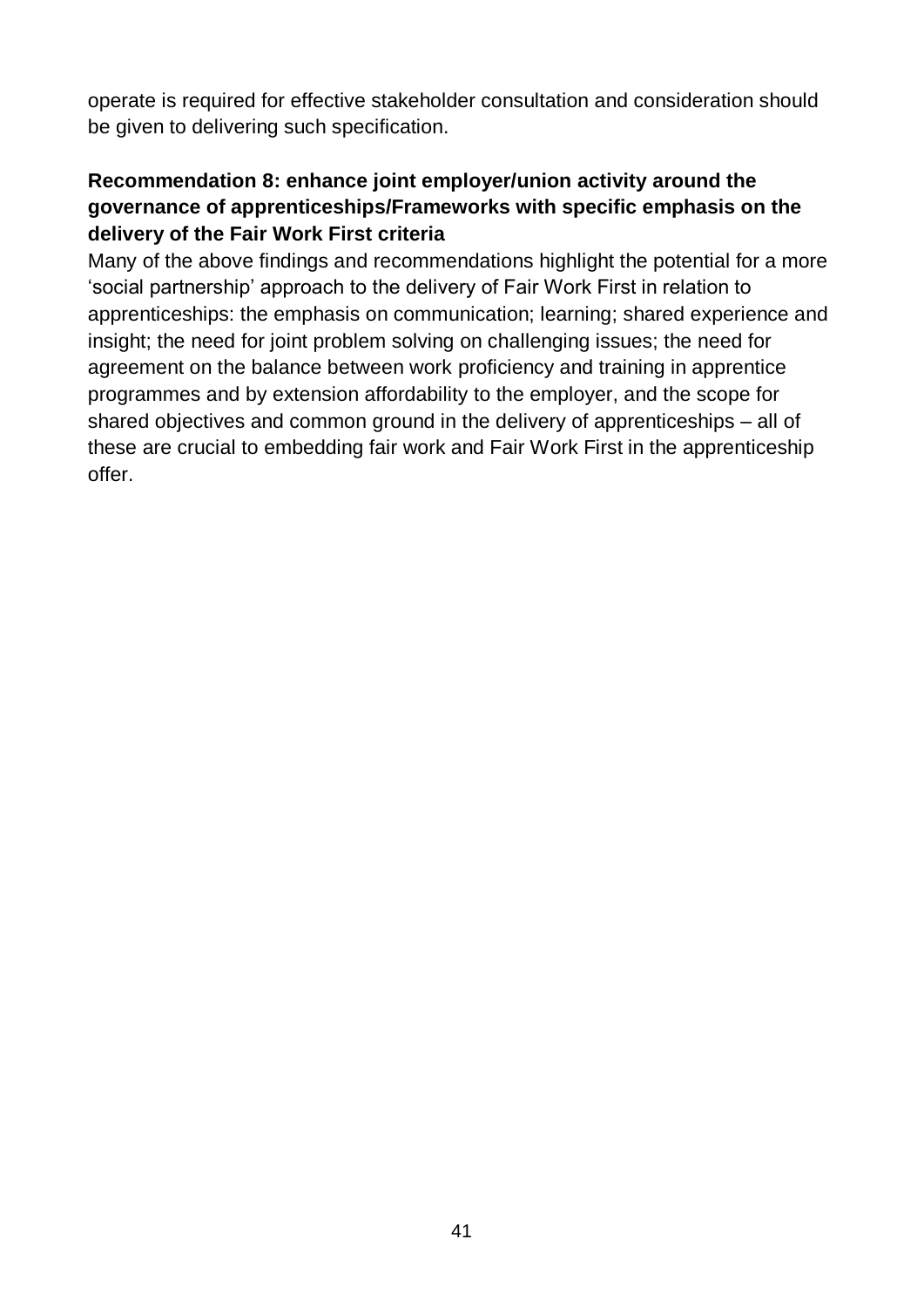operate is required for effective stakeholder consultation and consideration should be given to delivering such specification.

**Recommendation 8: enhance joint employer/union activity around the governance of apprenticeships/Frameworks with specific emphasis on the delivery of the Fair Work First criteria**

Many of the above findings and recommendations highlight the potential for a more 'social partnership' approach to the delivery of Fair Work First in relation to apprenticeships: the emphasis on communication; learning; shared experience and insight; the need for joint problem solving on challenging issues; the need for agreement on the balance between work proficiency and training in apprentice programmes and by extension affordability to the employer, and the scope for shared objectives and common ground in the delivery of apprenticeships – all of these are crucial to embedding fair work and Fair Work First in the apprenticeship offer.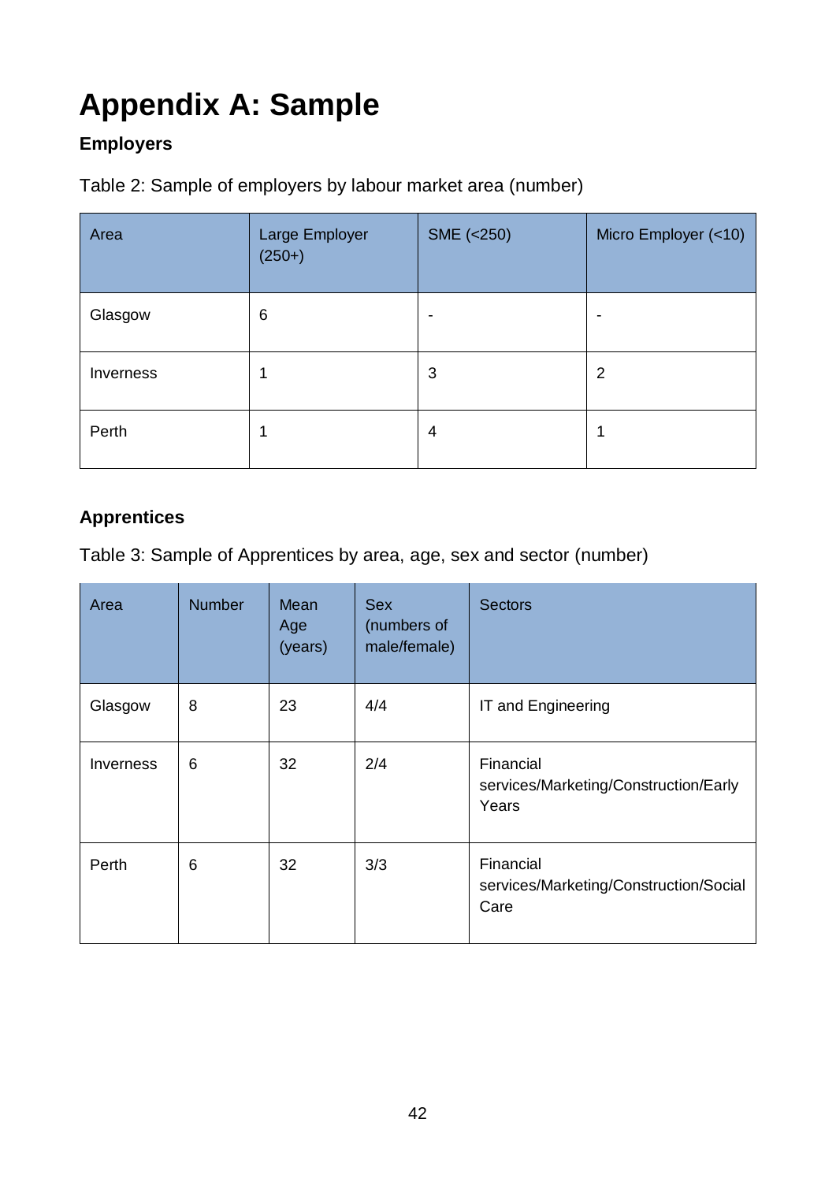# Appendix A: Sample

**Employers**

Table 2: Sample of employers by labour market area (number)

| Area | Large Employer (250+) | SME (<250) | Micro Employer (<10) |
|---|---|---|---|
| Glasgow | 6 | - | - |
| Inverness | 1 | 3 | 2 |
| Perth | 1 | 4 | 1 |

**Apprentices**

Table 3: Sample of Apprentices by area, age, sex and sector (number)

| Area | Number | Mean Age (years) | Sex (numbers of male/female) | Sectors |
|---|---|---|---|---|
| Glasgow | 8 | 23 | 4/4 | IT and Engineering |
| Inverness | 6 | 32 | 2/4 | Financial services/Marketing/Construction/Early Years |
| Perth | 6 | 32 | 3/3 | Financial services/Marketing/Construction/Social Care |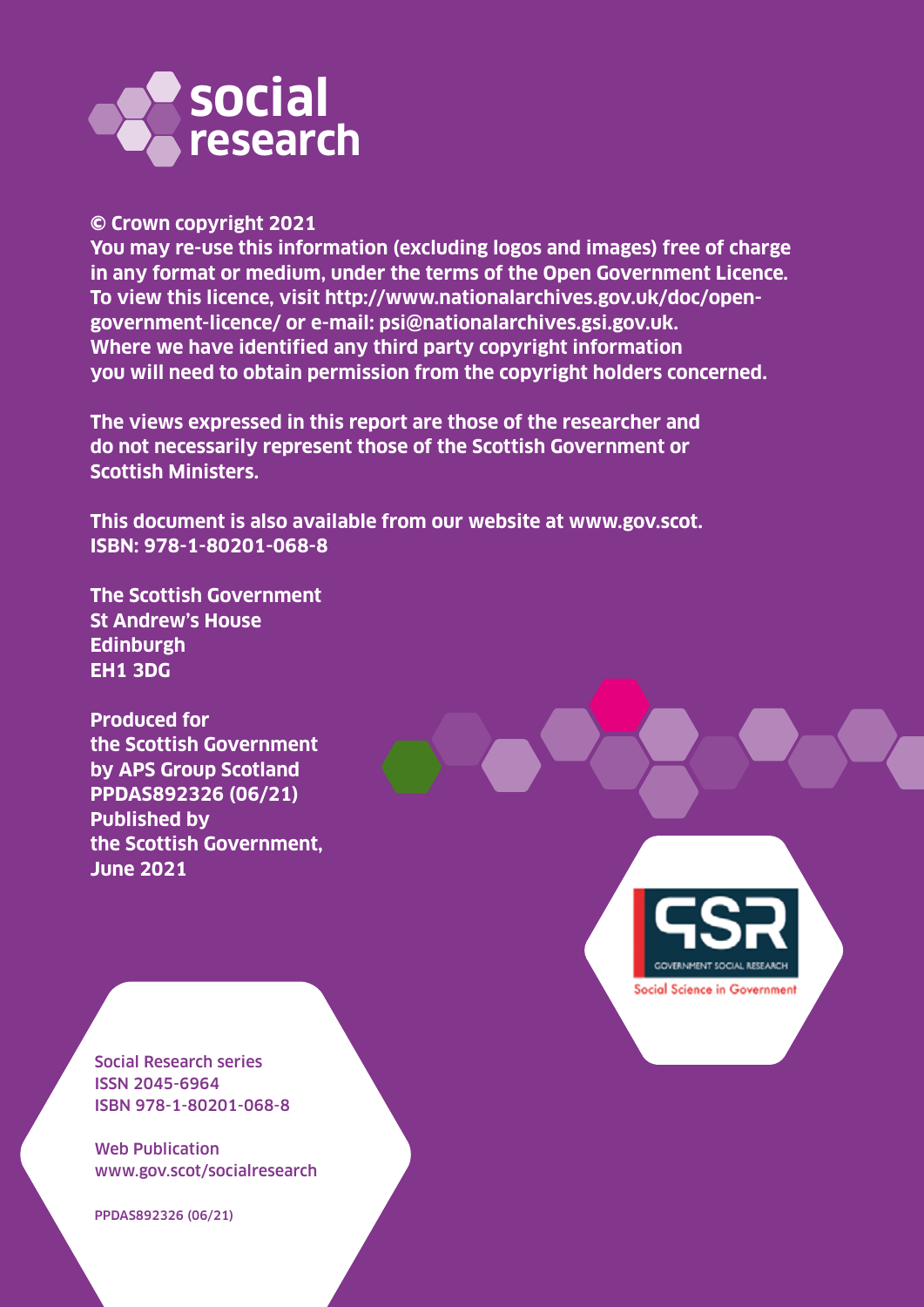social research

**© Crown copyright 2021**
**You may re-use this information (excluding logos and images) free of charge in any format or medium, under the terms of the Open Government Licence. To view this licence, visit http://www.nationalarchives.gov.uk/doc/open-government-licence/ or e-mail: psi@nationalarchives.gsi.gov.uk. Where we have identified any third party copyright information you will need to obtain permission from the copyright holders concerned.**

**The views expressed in this report are those of the researcher and do not necessarily represent those of the Scottish Government or Scottish Ministers.**

**This document is also available from our website at www.gov.scot.**
**ISBN: 978-1-80201-068-8**

**The Scottish Government**
**St Andrew's House**
**Edinburgh**
**EH1 3DG**

**Produced for the Scottish Government by APS Group Scotland**
**PPDAS892326 (06/21)**
**Published by the Scottish Government, June 2021**

GSR
GOVERNMENT SOCIAL RESEARCH
Social Science in Government

Social Research series
ISSN 2045-6964
ISBN 978-1-80201-068-8

Web Publication
www.gov.scot/socialresearch

PPDAS892326 (06/21)